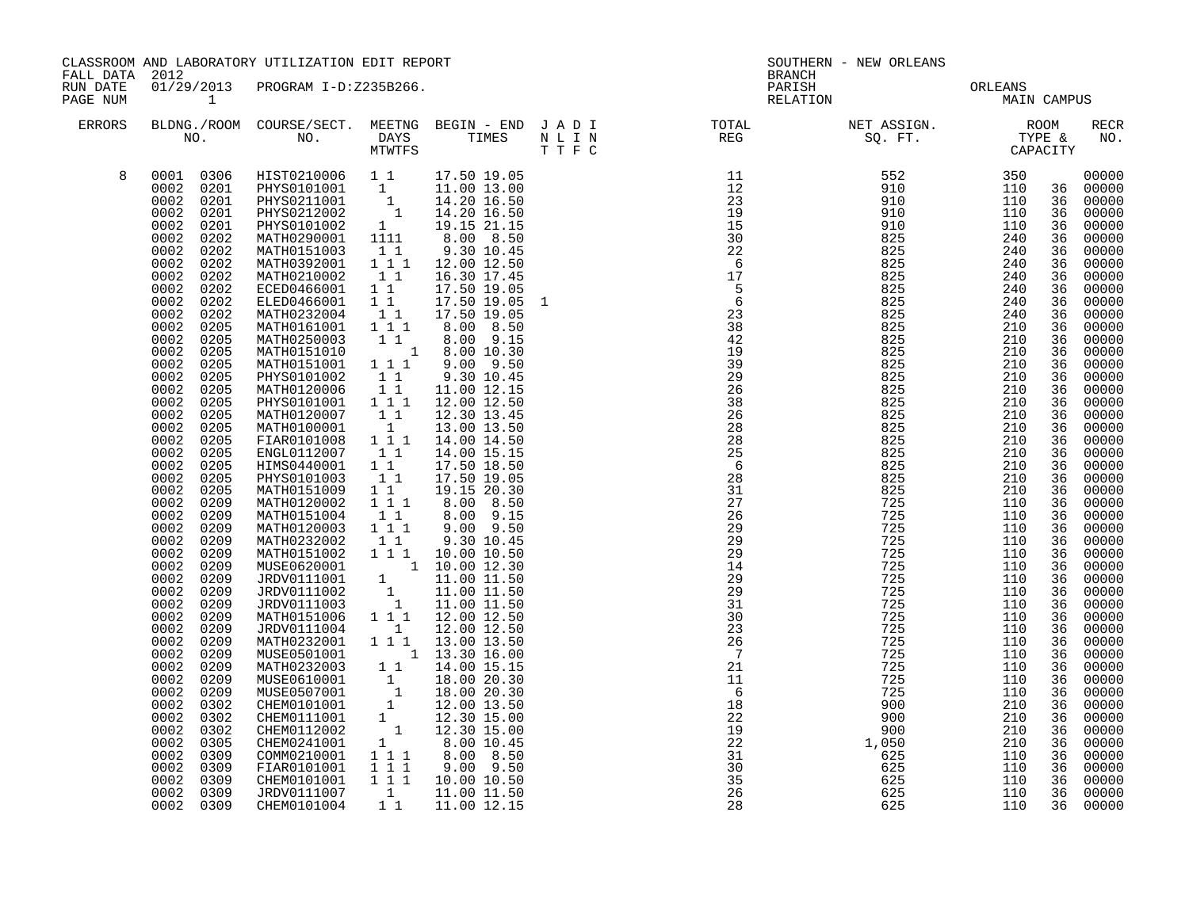CLASSROOM AND LABORATORY UTILIZATION EDIT REPORT
FALL DATA 2012
RUN DATE 01/29/2013 PROGRAM I-D:Z235B266.
PAGE NUM 1

SOUTHERN - NEW ORLEANS
BRANCH
PARISH ORLEANS
RELATION MAIN CAMPUS

| ERRORS | BLDNG./ROOM NO. | COURSE/SECT. NO. | MEETNG DAYS MTWTFS | BEGIN - END TIMES | J A D I N L I N T T F C | TOTAL REG | NET ASSIGN. SQ. FT. | ROOM TYPE & CAPACITY | | RECR NO. |
|---|---|---|---|---|---|---|---|---|---|---|
| 8 | 0001 0306 | HIST0210006 | 1 1 | 17.50 19.05 | | 11 | 552 | 350 | | 00000 |
| | 0002 0201 | PHYS0101001 | 1 | 11.00 13.00 | | 12 | 910 | 110 | 36 | 00000 |
| | 0002 0201 | PHYS0211001 | 1 | 14.20 16.50 | | 23 | 910 | 110 | 36 | 00000 |
| | 0002 0201 | PHYS0212002 | 1 | 14.20 16.50 | | 19 | 910 | 110 | 36 | 00000 |
| | 0002 0201 | PHYS0101002 | 1 | 19.15 21.15 | | 15 | 910 | 110 | 36 | 00000 |
| | 0002 0202 | MATH0290001 | 1111 | 8.00 8.50 | | 30 | 825 | 240 | 36 | 00000 |
| | 0002 0202 | MATH0151003 | 1 1 | 9.30 10.45 | | 22 | 825 | 240 | 36 | 00000 |
| | 0002 0202 | MATH0392001 | 1 1 1 | 12.00 12.50 | | 6 | 825 | 240 | 36 | 00000 |
| | 0002 0202 | MATH0210002 | 1 1 | 16.30 17.45 | | 17 | 825 | 240 | 36 | 00000 |
| | 0002 0202 | ECED0466001 | 1 1 | 17.50 19.05 | | 5 | 825 | 240 | 36 | 00000 |
| | 0002 0202 | ELED0466001 | 1 1 | 17.50 19.05 | 1 | 6 | 825 | 240 | 36 | 00000 |
| | 0002 0202 | MATH0232004 | 1 1 | 17.50 19.05 | | 23 | 825 | 240 | 36 | 00000 |
| | 0002 0205 | MATH0161001 | 1 1 1 | 8.00 8.50 | | 38 | 825 | 210 | 36 | 00000 |
| | 0002 0205 | MATH0250003 | 1 1 | 8.00 9.15 | | 42 | 825 | 210 | 36 | 00000 |
| | 0002 0205 | MATH0151010 | 1 | 8.00 10.30 | | 19 | 825 | 210 | 36 | 00000 |
| | 0002 0205 | MATH0151001 | 1 1 1 | 9.00 9.50 | | 39 | 825 | 210 | 36 | 00000 |
| | 0002 0205 | PHYS0101002 | 1 1 | 9.30 10.45 | | 29 | 825 | 210 | 36 | 00000 |
| | 0002 0205 | MATH0120006 | 1 1 | 11.00 12.15 | | 26 | 825 | 210 | 36 | 00000 |
| | 0002 0205 | PHYS0101001 | 1 1 1 | 12.00 12.50 | | 38 | 825 | 210 | 36 | 00000 |
| | 0002 0205 | MATH0120007 | 1 1 | 12.30 13.45 | | 26 | 825 | 210 | 36 | 00000 |
| | 0002 0205 | MATH0100001 | 1 | 13.00 13.50 | | 28 | 825 | 210 | 36 | 00000 |
| | 0002 0205 | FIAR0101008 | 1 1 1 | 14.00 14.50 | | 28 | 825 | 210 | 36 | 00000 |
| | 0002 0205 | ENGL0112007 | 1 1 | 14.00 15.15 | | 25 | 825 | 210 | 36 | 00000 |
| | 0002 0205 | HIMS0440001 | 1 1 | 17.50 18.50 | | 6 | 825 | 210 | 36 | 00000 |
| | 0002 0205 | PHYS0101003 | 1 1 | 17.50 19.05 | | 28 | 825 | 210 | 36 | 00000 |
| | 0002 0205 | MATH0151009 | 1 1 | 19.15 20.30 | | 31 | 825 | 210 | 36 | 00000 |
| | 0002 0209 | MATH0120002 | 1 1 1 | 8.00 8.50 | | 27 | 725 | 110 | 36 | 00000 |
| | 0002 0209 | MATH0151004 | 1 1 | 8.00 9.15 | | 26 | 725 | 110 | 36 | 00000 |
| | 0002 0209 | MATH0120003 | 1 1 1 | 9.00 9.50 | | 29 | 725 | 110 | 36 | 00000 |
| | 0002 0209 | MATH0232002 | 1 1 | 9.30 10.45 | | 29 | 725 | 110 | 36 | 00000 |
| | 0002 0209 | MATH0151002 | 1 1 1 | 10.00 10.50 | | 29 | 725 | 110 | 36 | 00000 |
| | 0002 0209 | MUSE0620001 | 1 | 10.00 12.30 | | 14 | 725 | 110 | 36 | 00000 |
| | 0002 0209 | JRDV0111001 | 1 | 11.00 11.50 | | 29 | 725 | 110 | 36 | 00000 |
| | 0002 0209 | JRDV0111002 | 1 | 11.00 11.50 | | 29 | 725 | 110 | 36 | 00000 |
| | 0002 0209 | JRDV0111003 | 1 | 11.00 11.50 | | 31 | 725 | 110 | 36 | 00000 |
| | 0002 0209 | MATH0151006 | 1 1 1 | 12.00 12.50 | | 30 | 725 | 110 | 36 | 00000 |
| | 0002 0209 | JRDV0111004 | 1 | 12.00 12.50 | | 23 | 725 | 110 | 36 | 00000 |
| | 0002 0209 | MATH0232001 | 1 1 1 | 13.00 13.50 | | 26 | 725 | 110 | 36 | 00000 |
| | 0002 0209 | MUSE0501001 | 1 | 13.30 16.00 | | 7 | 725 | 110 | 36 | 00000 |
| | 0002 0209 | MATH0232003 | 1 1 | 14.00 15.15 | | 21 | 725 | 110 | 36 | 00000 |
| | 0002 0209 | MUSE0610001 | 1 | 18.00 20.30 | | 11 | 725 | 110 | 36 | 00000 |
| | 0002 0209 | MUSE0507001 | 1 | 18.00 20.30 | | 6 | 725 | 110 | 36 | 00000 |
| | 0002 0302 | CHEM0101001 | 1 | 12.00 13.50 | | 18 | 900 | 210 | 36 | 00000 |
| | 0002 0302 | CHEM0111001 | 1 | 12.30 15.00 | | 22 | 900 | 210 | 36 | 00000 |
| | 0002 0302 | CHEM0112002 | 1 | 12.30 15.00 | | 19 | 900 | 210 | 36 | 00000 |
| | 0002 0305 | CHEM0241001 | 1 | 8.00 10.45 | | 22 | 1,050 | 210 | 36 | 00000 |
| | 0002 0309 | COMM0210001 | 1 1 1 | 8.00 8.50 | | 31 | 625 | 110 | 36 | 00000 |
| | 0002 0309 | FIAR0101001 | 1 1 1 | 9.00 9.50 | | 30 | 625 | 110 | 36 | 00000 |
| | 0002 0309 | CHEM0101001 | 1 1 1 | 10.00 10.50 | | 35 | 625 | 110 | 36 | 00000 |
| | 0002 0309 | JRDV0111007 | 1 | 11.00 11.50 | | 26 | 625 | 110 | 36 | 00000 |
| | 0002 0309 | CHEM0101004 | 1 1 | 11.00 12.15 | | 28 | 625 | 110 | 36 | 00000 |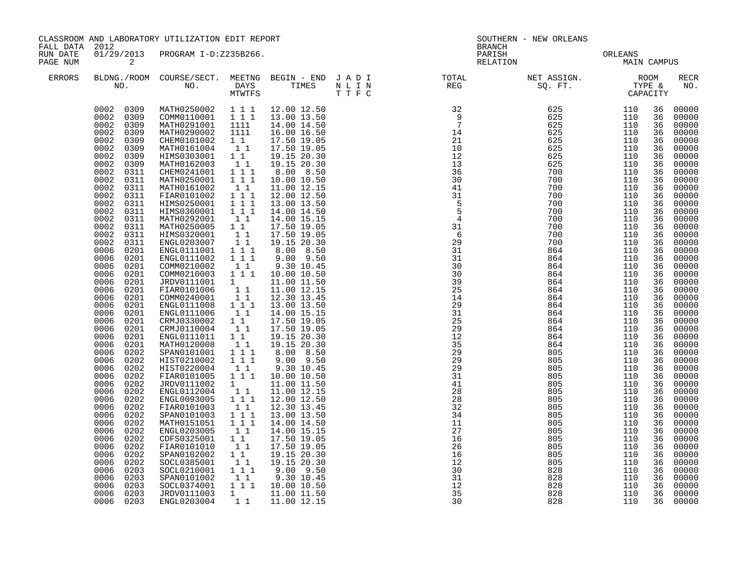CLASSROOM AND LABORATORY UTILIZATION EDIT REPORT
FALL DATA 2012
RUN DATE 01/29/2013 PROGRAM I-D:Z235B266.
PAGE NUM 2

SOUTHERN - NEW ORLEANS
BRANCH
PARISH ORLEANS
RELATION MAIN CAMPUS

| ERRORS | BLDNG./ROOM NO. | COURSE/SECT. NO. | MEETNG DAYS MTWTFS | BEGIN - END TIMES | J A D I N L I N T T F C | TOTAL REG | NET ASSIGN. SQ. FT. | ROOM TYPE & CAPACITY | | RECR NO. |
|---|---|---|---|---|---|---|---|---|---|---|
| | 0002 0309 | MATH0250002 | 1 1 1 | 12.00 12.50 | | 32 | 625 | 110 | 36 | 00000 |
| | 0002 0309 | COMM0110001 | 1 1 1 | 13.00 13.50 | | 9 | 625 | 110 | 36 | 00000 |
| | 0002 0309 | MATH0291001 | 1111 | 14.00 14.50 | | 7 | 625 | 110 | 36 | 00000 |
| | 0002 0309 | MATH0290002 | 1111 | 16.00 16.50 | | 14 | 625 | 110 | 36 | 00000 |
| | 0002 0309 | CHEM0101002 | 1 1 | 17.50 19.05 | | 21 | 625 | 110 | 36 | 00000 |
| | 0002 0309 | MATH0161004 | 1 1 | 17.50 19.05 | | 10 | 625 | 110 | 36 | 00000 |
| | 0002 0309 | HIMS0303001 | 1 1 | 19.15 20.30 | | 12 | 625 | 110 | 36 | 00000 |
| | 0002 0309 | MATH0162003 | 1 1 | 19.15 20.30 | | 13 | 625 | 110 | 36 | 00000 |
| | 0002 0311 | CHEM0241001 | 1 1 1 | 8.00 8.50 | | 36 | 700 | 110 | 36 | 00000 |
| | 0002 0311 | MATH0250001 | 1 1 1 | 10.00 10.50 | | 30 | 700 | 110 | 36 | 00000 |
| | 0002 0311 | MATH0161002 | 1 1 | 11.00 12.15 | | 41 | 700 | 110 | 36 | 00000 |
| | 0002 0311 | FIAR0101002 | 1 1 1 | 12.00 12.50 | | 31 | 700 | 110 | 36 | 00000 |
| | 0002 0311 | HIMS0250001 | 1 1 1 | 13.00 13.50 | | 5 | 700 | 110 | 36 | 00000 |
| | 0002 0311 | HIMS0360001 | 1 1 1 | 14.00 14.50 | | 5 | 700 | 110 | 36 | 00000 |
| | 0002 0311 | MATH0292001 | 1 1 | 14.00 15.15 | | 4 | 700 | 110 | 36 | 00000 |
| | 0002 0311 | MATH0250005 | 1 1 | 17.50 19.05 | | 31 | 700 | 110 | 36 | 00000 |
| | 0002 0311 | HIMS0320001 | 1 1 | 17.50 19.05 | | 6 | 700 | 110 | 36 | 00000 |
| | 0002 0311 | ENGL0203007 | 1 1 | 19.15 20.30 | | 29 | 700 | 110 | 36 | 00000 |
| | 0006 0201 | ENGL0111001 | 1 1 1 | 8.00 8.50 | | 31 | 864 | 110 | 36 | 00000 |
| | 0006 0201 | ENGL0111002 | 1 1 1 | 9.00 9.50 | | 31 | 864 | 110 | 36 | 00000 |
| | 0006 0201 | COMM0210002 | 1 1 | 9.30 10.45 | | 30 | 864 | 110 | 36 | 00000 |
| | 0006 0201 | COMM0210003 | 1 1 1 | 10.00 10.50 | | 30 | 864 | 110 | 36 | 00000 |
| | 0006 0201 | JRDV0111001 | 1 | 11.00 11.50 | | 39 | 864 | 110 | 36 | 00000 |
| | 0006 0201 | FIAR0101006 | 1 1 | 11.00 12.15 | | 25 | 864 | 110 | 36 | 00000 |
| | 0006 0201 | COMM0240001 | 1 1 | 12.30 13.45 | | 14 | 864 | 110 | 36 | 00000 |
| | 0006 0201 | ENGL0111008 | 1 1 1 | 13.00 13.50 | | 29 | 864 | 110 | 36 | 00000 |
| | 0006 0201 | ENGL0111006 | 1 1 | 14.00 15.15 | | 31 | 864 | 110 | 36 | 00000 |
| | 0006 0201 | CRMJ0330002 | 1 1 | 17.50 19.05 | | 25 | 864 | 110 | 36 | 00000 |
| | 0006 0201 | CRMJ0110004 | 1 1 | 17.50 19.05 | | 29 | 864 | 110 | 36 | 00000 |
| | 0006 0201 | ENGL0111011 | 1 1 | 19.15 20.30 | | 12 | 864 | 110 | 36 | 00000 |
| | 0006 0201 | MATH0120008 | 1 1 | 19.15 20.30 | | 35 | 864 | 110 | 36 | 00000 |
| | 0006 0202 | SPAN0101001 | 1 1 1 | 8.00 8.50 | | 29 | 805 | 110 | 36 | 00000 |
| | 0006 0202 | HIST0210002 | 1 1 1 | 9.00 9.50 | | 29 | 805 | 110 | 36 | 00000 |
| | 0006 0202 | HIST0220004 | 1 1 | 9.30 10.45 | | 29 | 805 | 110 | 36 | 00000 |
| | 0006 0202 | FIAR0101005 | 1 1 1 | 10.00 10.50 | | 31 | 805 | 110 | 36 | 00000 |
| | 0006 0202 | JRDV0111002 | 1 | 11.00 11.50 | | 41 | 805 | 110 | 36 | 00000 |
| | 0006 0202 | ENGL0112004 | 1 1 | 11.00 12.15 | | 28 | 805 | 110 | 36 | 00000 |
| | 0006 0202 | ENGL0093005 | 1 1 1 | 12.00 12.50 | | 28 | 805 | 110 | 36 | 00000 |
| | 0006 0202 | FIAR0101003 | 1 1 | 12.30 13.45 | | 32 | 805 | 110 | 36 | 00000 |
| | 0006 0202 | SPAN0101003 | 1 1 1 | 13.00 13.50 | | 34 | 805 | 110 | 36 | 00000 |
| | 0006 0202 | MATH0151051 | 1 1 1 | 14.00 14.50 | | 11 | 805 | 110 | 36 | 00000 |
| | 0006 0202 | ENGL0203005 | 1 1 | 14.00 15.15 | | 27 | 805 | 110 | 36 | 00000 |
| | 0006 0202 | CDFS0325001 | 1 1 | 17.50 19.05 | | 16 | 805 | 110 | 36 | 00000 |
| | 0006 0202 | FIAR0101010 | 1 1 | 17.50 19.05 | | 26 | 805 | 110 | 36 | 00000 |
| | 0006 0202 | SPAN0102002 | 1 1 | 19.15 20.30 | | 16 | 805 | 110 | 36 | 00000 |
| | 0006 0202 | SOCL0385001 | 1 1 | 19.15 20.30 | | 12 | 805 | 110 | 36 | 00000 |
| | 0006 0203 | SOCL0210001 | 1 1 1 | 9.00 9.50 | | 30 | 828 | 110 | 36 | 00000 |
| | 0006 0203 | SPAN0101002 | 1 1 | 9.30 10.45 | | 31 | 828 | 110 | 36 | 00000 |
| | 0006 0203 | SOCL0374001 | 1 1 1 | 10.00 10.50 | | 12 | 828 | 110 | 36 | 00000 |
| | 0006 0203 | JRDV0111003 | 1 | 11.00 11.50 | | 35 | 828 | 110 | 36 | 00000 |
| | 0006 0203 | ENGL0203004 | 1 1 | 11.00 12.15 | | 30 | 828 | 110 | 36 | 00000 |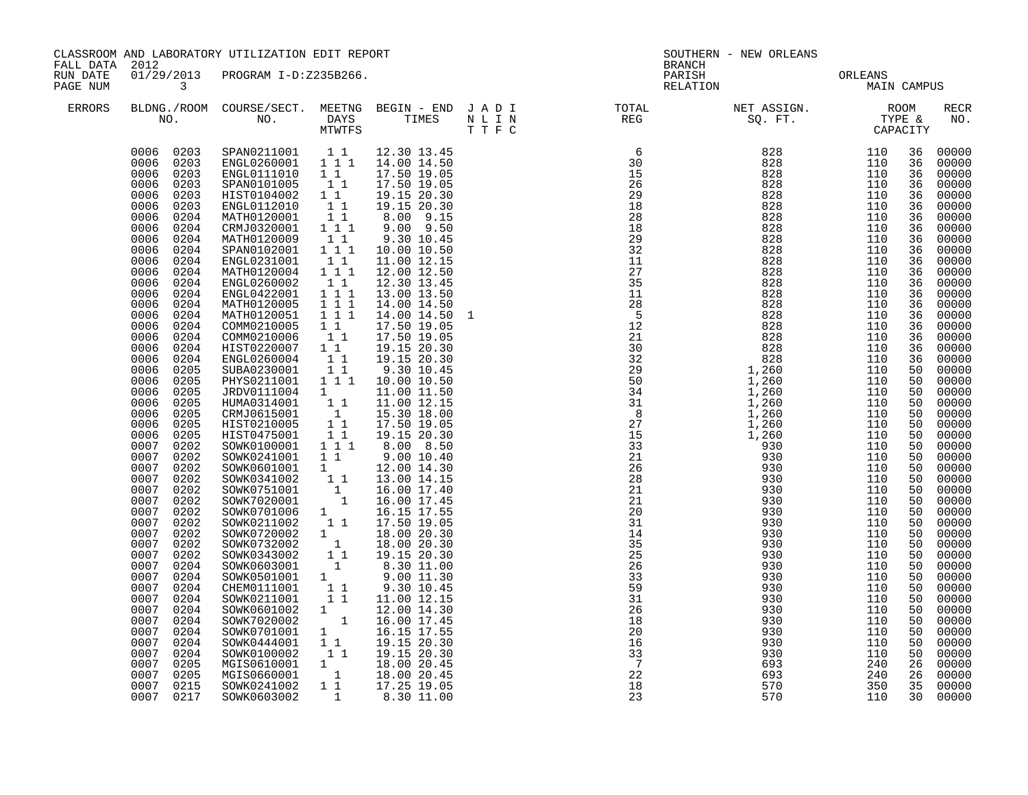CLASSROOM AND LABORATORY UTILIZATION EDIT REPORT
FALL DATA 2012
RUN DATE 01/29/2013 PROGRAM I-D:Z235B266.
PAGE NUM 3

SOUTHERN - NEW ORLEANS
BRANCH
PARISH ORLEANS
RELATION MAIN CAMPUS

| ERRORS | BLDNG./ROOM NO. | COURSE/SECT. NO. | MEETNG DAYS MTWTFS | BEGIN - END TIMES | J A D I N L I N T T F C | TOTAL REG | NET ASSIGN. SQ. FT. | ROOM TYPE & CAPACITY | | RECR NO. |
|---|---|---|---|---|---|---|---|---|---|---|
| | 0006 0203 | SPAN0211001 | 1 1 | 12.30 13.45 | | 6 | 828 | 110 | 36 | 00000 |
| | 0006 0203 | ENGL0260001 | 1 1 1 | 14.00 14.50 | | 30 | 828 | 110 | 36 | 00000 |
| | 0006 0203 | ENGL0111010 | 1 1 | 17.50 19.05 | | 15 | 828 | 110 | 36 | 00000 |
| | 0006 0203 | SPAN0101005 | 1 1 | 17.50 19.05 | | 26 | 828 | 110 | 36 | 00000 |
| | 0006 0203 | HIST0104002 | 1 1 | 19.15 20.30 | | 29 | 828 | 110 | 36 | 00000 |
| | 0006 0203 | ENGL0112010 | 1 1 | 19.15 20.30 | | 18 | 828 | 110 | 36 | 00000 |
| | 0006 0204 | MATH0120001 | 1 1 | 8.00 9.15 | | 28 | 828 | 110 | 36 | 00000 |
| | 0006 0204 | CRMJ0320001 | 1 1 1 | 9.00 9.50 | | 18 | 828 | 110 | 36 | 00000 |
| | 0006 0204 | MATH0120009 | 1 1 | 9.30 10.45 | | 29 | 828 | 110 | 36 | 00000 |
| | 0006 0204 | SPAN0102001 | 1 1 1 | 10.00 10.50 | | 32 | 828 | 110 | 36 | 00000 |
| | 0006 0204 | ENGL0231001 | 1 1 | 11.00 12.15 | | 11 | 828 | 110 | 36 | 00000 |
| | 0006 0204 | MATH0120004 | 1 1 1 | 12.00 12.50 | | 27 | 828 | 110 | 36 | 00000 |
| | 0006 0204 | ENGL0260002 | 1 1 | 12.30 13.45 | | 35 | 828 | 110 | 36 | 00000 |
| | 0006 0204 | ENGL0422001 | 1 1 1 | 13.00 13.50 | | 11 | 828 | 110 | 36 | 00000 |
| | 0006 0204 | MATH0120005 | 1 1 1 | 14.00 14.50 | | 28 | 828 | 110 | 36 | 00000 |
| | 0006 0204 | MATH0120051 | 1 1 1 | 14.00 14.50 | 1 | 5 | 828 | 110 | 36 | 00000 |
| | 0006 0204 | COMM0210005 | 1 1 | 17.50 19.05 | | 12 | 828 | 110 | 36 | 00000 |
| | 0006 0204 | COMM0210006 | 1 1 | 17.50 19.05 | | 21 | 828 | 110 | 36 | 00000 |
| | 0006 0204 | HIST0220007 | 1 1 | 19.15 20.30 | | 30 | 828 | 110 | 36 | 00000 |
| | 0006 0204 | ENGL0260004 | 1 1 | 19.15 20.30 | | 32 | 828 | 110 | 36 | 00000 |
| | 0006 0205 | SUBA0230001 | 1 1 | 9.30 10.45 | | 29 | 1,260 | 110 | 50 | 00000 |
| | 0006 0205 | PHYS0211001 | 1 1 1 | 10.00 10.50 | | 50 | 1,260 | 110 | 50 | 00000 |
| | 0006 0205 | JRDV0111004 | 1 | 11.00 11.50 | | 34 | 1,260 | 110 | 50 | 00000 |
| | 0006 0205 | HUMA0314001 | 1 1 | 11.00 12.15 | | 31 | 1,260 | 110 | 50 | 00000 |
| | 0006 0205 | CRMJ0615001 | 1 | 15.30 18.00 | | 8 | 1,260 | 110 | 50 | 00000 |
| | 0006 0205 | HIST0210005 | 1 1 | 17.50 19.05 | | 27 | 1,260 | 110 | 50 | 00000 |
| | 0006 0205 | HIST0475001 | 1 1 | 19.15 20.30 | | 15 | 1,260 | 110 | 50 | 00000 |
| | 0007 0202 | SOWK0100001 | 1 1 1 | 8.00 8.50 | | 33 | 930 | 110 | 50 | 00000 |
| | 0007 0202 | SOWK0241001 | 1 1 | 9.00 10.40 | | 21 | 930 | 110 | 50 | 00000 |
| | 0007 0202 | SOWK0601001 | 1 | 12.00 14.30 | | 26 | 930 | 110 | 50 | 00000 |
| | 0007 0202 | SOWK0341002 | 1 1 | 13.00 14.15 | | 28 | 930 | 110 | 50 | 00000 |
| | 0007 0202 | SOWK0751001 | 1 | 16.00 17.40 | | 21 | 930 | 110 | 50 | 00000 |
| | 0007 0202 | SOWK7020001 | 1 | 16.00 17.45 | | 21 | 930 | 110 | 50 | 00000 |
| | 0007 0202 | SOWK0701006 | 1 | 16.15 17.55 | | 20 | 930 | 110 | 50 | 00000 |
| | 0007 0202 | SOWK0211002 | 1 1 | 17.50 19.05 | | 31 | 930 | 110 | 50 | 00000 |
| | 0007 0202 | SOWK0720002 | 1 | 18.00 20.30 | | 14 | 930 | 110 | 50 | 00000 |
| | 0007 0202 | SOWK0732002 | 1 | 18.00 20.30 | | 35 | 930 | 110 | 50 | 00000 |
| | 0007 0202 | SOWK0343002 | 1 1 | 19.15 20.30 | | 25 | 930 | 110 | 50 | 00000 |
| | 0007 0204 | SOWK0603001 | 1 | 8.30 11.00 | | 26 | 930 | 110 | 50 | 00000 |
| | 0007 0204 | SOWK0501001 | 1 | 9.00 11.30 | | 33 | 930 | 110 | 50 | 00000 |
| | 0007 0204 | CHEM0111001 | 1 1 | 9.30 10.45 | | 59 | 930 | 110 | 50 | 00000 |
| | 0007 0204 | SOWK0211001 | 1 1 | 11.00 12.15 | | 31 | 930 | 110 | 50 | 00000 |
| | 0007 0204 | SOWK0601002 | 1 | 12.00 14.30 | | 26 | 930 | 110 | 50 | 00000 |
| | 0007 0204 | SOWK7020002 | 1 | 16.00 17.45 | | 18 | 930 | 110 | 50 | 00000 |
| | 0007 0204 | SOWK0701001 | 1 | 16.15 17.55 | | 20 | 930 | 110 | 50 | 00000 |
| | 0007 0204 | SOWK0444001 | 1 1 | 19.15 20.30 | | 16 | 930 | 110 | 50 | 00000 |
| | 0007 0204 | SOWK0100002 | 1 1 | 19.15 20.30 | | 33 | 930 | 110 | 50 | 00000 |
| | 0007 0205 | MGIS0610001 | 1 | 18.00 20.45 | | 7 | 693 | 240 | 26 | 00000 |
| | 0007 0205 | MGIS0660001 | 1 | 18.00 20.45 | | 22 | 693 | 240 | 26 | 00000 |
| | 0007 0215 | SOWK0241002 | 1 1 | 17.25 19.05 | | 18 | 570 | 350 | 35 | 00000 |
| | 0007 0217 | SOWK0603002 | 1 | 8.30 11.00 | | 23 | 570 | 110 | 30 | 00000 |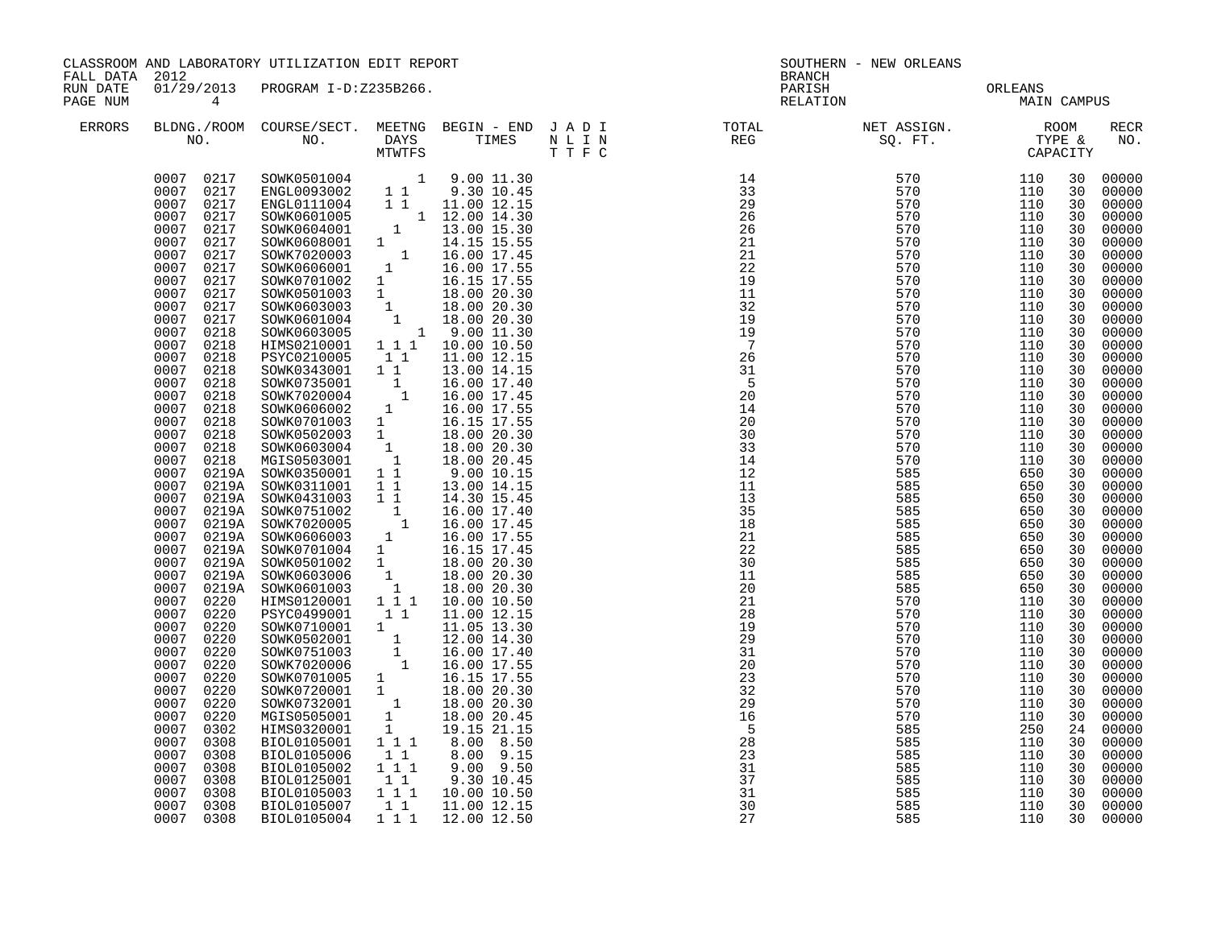CLASSROOM AND LABORATORY UTILIZATION EDIT REPORT
FALL DATA 2012
RUN DATE 01/29/2013 PROGRAM I-D:Z235B266.

SOUTHERN - NEW ORLEANS
BRANCH
PARISH ORLEANS
RELATION MAIN CAMPUS

| ERRORS | BLDG. NO. | ROOM NO. | COURSE/SECT. NO. | M | T | W | T | F | S | BEGIN | END | JADI NLIN TTFC | TOTAL REG | NET ASSIGN. SQ. FT. | ROOM TYPE | CAPACITY | RECR NO. |
|---|---|---|---|---|---|---|---|---|---|---|---|---|---|---|---|---|---|
| | 0007 | 0217 | SOWK0501004 | | | | | | 1 | 9.00 | 11.30 | | 14 | 570 | 110 | 30 | 00000 |
| | 0007 | 0217 | ENGL0093002 | 1 | | 1 | | | | 9.30 | 10.45 | | 33 | 570 | 110 | 30 | 00000 |
| | 0007 | 0217 | ENGL0111004 | 1 | | 1 | | | | 11.00 | 12.15 | | 29 | 570 | 110 | 30 | 00000 |
| | 0007 | 0217 | SOWK0601005 | | | | | | 1 | 12.00 | 14.30 | | 26 | 570 | 110 | 30 | 00000 |
| | 0007 | 0217 | SOWK0604001 | | 1 | | | | | 13.00 | 15.30 | | 26 | 570 | 110 | 30 | 00000 |
| | 0007 | 0217 | SOWK0608001 | 1 | | | | | | 14.15 | 15.55 | | 21 | 570 | 110 | 30 | 00000 |
| | 0007 | 0217 | SOWK7020003 | | | | 1 | | | 16.00 | 17.45 | | 21 | 570 | 110 | 30 | 00000 |
| | 0007 | 0217 | SOWK0606001 | | 1 | | | | | 16.00 | 17.55 | | 22 | 570 | 110 | 30 | 00000 |
| | 0007 | 0217 | SOWK0701002 | 1 | | | | | | 16.15 | 17.55 | | 19 | 570 | 110 | 30 | 00000 |
| | 0007 | 0217 | SOWK0501003 | 1 | | | | | | 18.00 | 20.30 | | 11 | 570 | 110 | 30 | 00000 |
| | 0007 | 0217 | SOWK0603003 | | 1 | | | | | 18.00 | 20.30 | | 32 | 570 | 110 | 30 | 00000 |
| | 0007 | 0217 | SOWK0601004 | | | 1 | | | | 18.00 | 20.30 | | 19 | 570 | 110 | 30 | 00000 |
| | 0007 | 0218 | SOWK0603005 | | | | | | 1 | 9.00 | 11.30 | | 19 | 570 | 110 | 30 | 00000 |
| | 0007 | 0218 | HIMS0210001 | 1 | | 1 | | 1 | | 10.00 | 10.50 | | 7 | 570 | 110 | 30 | 00000 |
| | 0007 | 0218 | PSYC0210005 | | 1 | | 1 | | | 11.00 | 12.15 | | 26 | 570 | 110 | 30 | 00000 |
| | 0007 | 0218 | SOWK0343001 | 1 | | 1 | | | | 13.00 | 14.15 | | 31 | 570 | 110 | 30 | 00000 |
| | 0007 | 0218 | SOWK0735001 | | | 1 | | | | 16.00 | 17.40 | | 5 | 570 | 110 | 30 | 00000 |
| | 0007 | 0218 | SOWK7020004 | | | | 1 | | | 16.00 | 17.45 | | 20 | 570 | 110 | 30 | 00000 |
| | 0007 | 0218 | SOWK0606002 | | 1 | | | | | 16.00 | 17.55 | | 14 | 570 | 110 | 30 | 00000 |
| | 0007 | 0218 | SOWK0701003 | 1 | | | | | | 16.15 | 17.55 | | 20 | 570 | 110 | 30 | 00000 |
| | 0007 | 0218 | SOWK0502003 | 1 | | | | | | 18.00 | 20.30 | | 30 | 570 | 110 | 30 | 00000 |
| | 0007 | 0218 | SOWK0603004 | | 1 | | | | | 18.00 | 20.30 | | 33 | 570 | 110 | 30 | 00000 |
| | 0007 | 0218 | MGIS0503001 | | | 1 | | | | 18.00 | 20.45 | | 14 | 570 | 110 | 30 | 00000 |
| | 0007 | 0219A | SOWK0350001 | 1 | | 1 | | | | 9.00 | 10.15 | | 12 | 585 | 650 | 30 | 00000 |
| | 0007 | 0219A | SOWK0311001 | 1 | | 1 | | | | 13.00 | 14.15 | | 11 | 585 | 650 | 30 | 00000 |
| | 0007 | 0219A | SOWK0431003 | 1 | | 1 | | | | 14.30 | 15.45 | | 13 | 585 | 650 | 30 | 00000 |
| | 0007 | 0219A | SOWK0751002 | | | 1 | | | | 16.00 | 17.40 | | 35 | 585 | 650 | 30 | 00000 |
| | 0007 | 0219A | SOWK7020005 | | | | 1 | | | 16.00 | 17.45 | | 18 | 585 | 650 | 30 | 00000 |
| | 0007 | 0219A | SOWK0606003 | | 1 | | | | | 16.00 | 17.55 | | 21 | 585 | 650 | 30 | 00000 |
| | 0007 | 0219A | SOWK0701004 | 1 | | | | | | 16.15 | 17.45 | | 22 | 585 | 650 | 30 | 00000 |
| | 0007 | 0219A | SOWK0501002 | 1 | | | | | | 18.00 | 20.30 | | 30 | 585 | 650 | 30 | 00000 |
| | 0007 | 0219A | SOWK0603006 | | 1 | | | | | 18.00 | 20.30 | | 11 | 585 | 650 | 30 | 00000 |
| | 0007 | 0219A | SOWK0601003 | | | 1 | | | | 18.00 | 20.30 | | 20 | 585 | 650 | 30 | 00000 |
| | 0007 | 0220 | HIMS0120001 | 1 | | 1 | | 1 | | 10.00 | 10.50 | | 21 | 570 | 110 | 30 | 00000 |
| | 0007 | 0220 | PSYC0499001 | | 1 | | 1 | | | 11.00 | 12.15 | | 28 | 570 | 110 | 30 | 00000 |
| | 0007 | 0220 | SOWK0710001 | 1 | | | | | | 11.05 | 13.30 | | 19 | 570 | 110 | 30 | 00000 |
| | 0007 | 0220 | SOWK0502001 | | | 1 | | | | 12.00 | 14.30 | | 29 | 570 | 110 | 30 | 00000 |
| | 0007 | 0220 | SOWK0751003 | | | 1 | | | | 16.00 | 17.40 | | 31 | 570 | 110 | 30 | 00000 |
| | 0007 | 0220 | SOWK7020006 | | | | 1 | | | 16.00 | 17.55 | | 20 | 570 | 110 | 30 | 00000 |
| | 0007 | 0220 | SOWK0701005 | 1 | | | | | | 16.15 | 17.55 | | 23 | 570 | 110 | 30 | 00000 |
| | 0007 | 0220 | SOWK0720001 | 1 | | | | | | 18.00 | 20.30 | | 32 | 570 | 110 | 30 | 00000 |
| | 0007 | 0220 | SOWK0732001 | | | 1 | | | | 18.00 | 20.30 | | 29 | 570 | 110 | 30 | 00000 |
| | 0007 | 0220 | MGIS0505001 | | 1 | | | | | 18.00 | 20.45 | | 16 | 570 | 110 | 30 | 00000 |
| | 0007 | 0302 | HIMS0320001 | | 1 | | | | | 19.15 | 21.15 | | 5 | 585 | 250 | 24 | 00000 |
| | 0007 | 0308 | BIOL0105001 | 1 | | 1 | | 1 | | 8.00 | 8.50 | | 28 | 585 | 110 | 30 | 00000 |
| | 0007 | 0308 | BIOL0105006 | | 1 | | 1 | | | 8.00 | 9.15 | | 23 | 585 | 110 | 30 | 00000 |
| | 0007 | 0308 | BIOL0105002 | 1 | | 1 | | 1 | | 9.00 | 9.50 | | 31 | 585 | 110 | 30 | 00000 |
| | 0007 | 0308 | BIOL0125001 | | 1 | | 1 | | | 9.30 | 10.45 | | 37 | 585 | 110 | 30 | 00000 |
| | 0007 | 0308 | BIOL0105003 | 1 | | 1 | | 1 | | 10.00 | 10.50 | | 31 | 585 | 110 | 30 | 00000 |
| | 0007 | 0308 | BIOL0105007 | | 1 | | 1 | | | 11.00 | 12.15 | | 30 | 585 | 110 | 30 | 00000 |
| | 0007 | 0308 | BIOL0105004 | 1 | | 1 | | 1 | | 12.00 | 12.50 | | 27 | 585 | 110 | 30 | 00000 |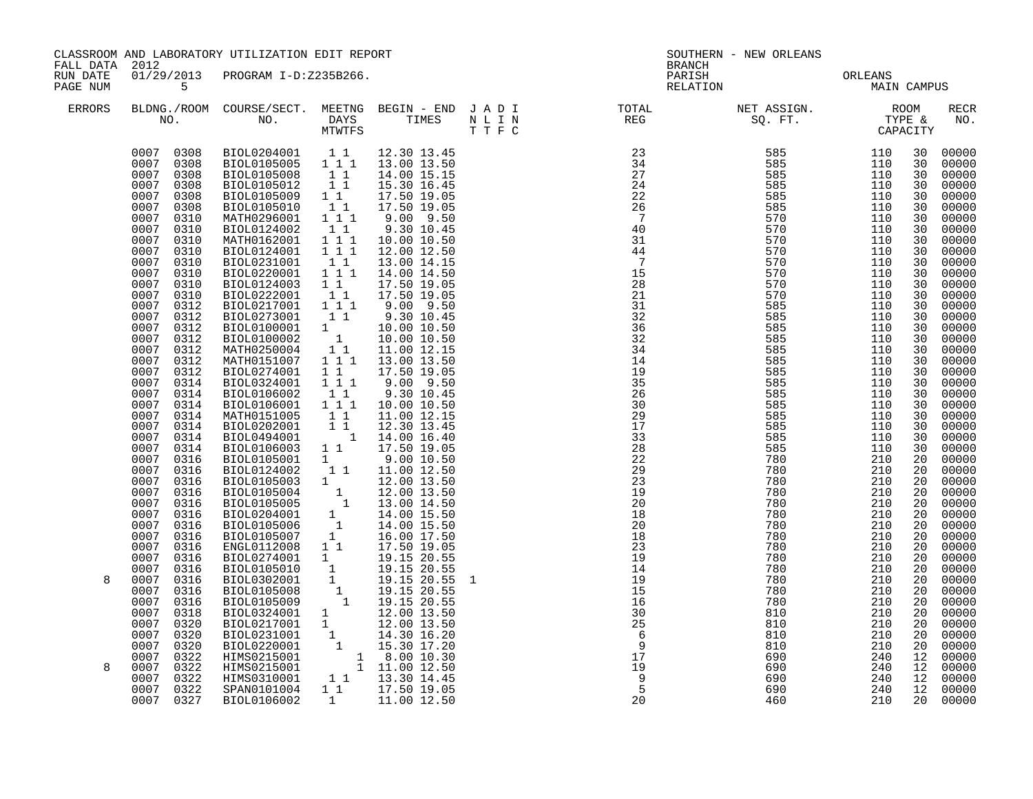CLASSROOM AND LABORATORY UTILIZATION EDIT REPORT
FALL DATA 2012
RUN DATE 01/29/2013 PROGRAM I-D:Z235B266.
PAGE NUM 5

SOUTHERN - NEW ORLEANS
BRANCH
PARISH ORLEANS
RELATION MAIN CAMPUS

| ERRORS | BLDNG./ROOM NO. | COURSE/SECT. NO. | MEETNG DAYS MTWTFS | BEGIN - END TIMES | J A D I N L I N T T F C | TOTAL REG | NET ASSIGN. SQ. FT. | ROOM TYPE & CAPACITY | | RECR NO. |
|---|---|---|---|---|---|---|---|---|---|---|
| | 0007 0308 | BIOL0204001 | 1 1 | 12.30 13.45 | | 23 | 585 | 110 | 30 | 00000 |
| | 0007 0308 | BIOL0105005 | 1 1 1 | 13.00 13.50 | | 34 | 585 | 110 | 30 | 00000 |
| | 0007 0308 | BIOL0105008 | 1 1 | 14.00 15.15 | | 27 | 585 | 110 | 30 | 00000 |
| | 0007 0308 | BIOL0105012 | 1 1 | 15.30 16.45 | | 24 | 585 | 110 | 30 | 00000 |
| | 0007 0308 | BIOL0105009 | 1 1 | 17.50 19.05 | | 22 | 585 | 110 | 30 | 00000 |
| | 0007 0308 | BIOL0105010 | 1 1 | 17.50 19.05 | | 26 | 585 | 110 | 30 | 00000 |
| | 0007 0310 | MATH0296001 | 1 1 1 | 9.00 9.50 | | 7 | 570 | 110 | 30 | 00000 |
| | 0007 0310 | BIOL0124002 | 1 1 | 9.30 10.45 | | 40 | 570 | 110 | 30 | 00000 |
| | 0007 0310 | MATH0162001 | 1 1 1 | 10.00 10.50 | | 31 | 570 | 110 | 30 | 00000 |
| | 0007 0310 | BIOL0124001 | 1 1 1 | 12.00 12.50 | | 44 | 570 | 110 | 30 | 00000 |
| | 0007 0310 | BIOL0231001 | 1 1 | 13.00 14.15 | | 7 | 570 | 110 | 30 | 00000 |
| | 0007 0310 | BIOL0220001 | 1 1 1 | 14.00 14.50 | | 15 | 570 | 110 | 30 | 00000 |
| | 0007 0310 | BIOL0124003 | 1 1 | 17.50 19.05 | | 28 | 570 | 110 | 30 | 00000 |
| | 0007 0310 | BIOL0222001 | 1 1 | 17.50 19.05 | | 21 | 570 | 110 | 30 | 00000 |
| | 0007 0312 | BIOL0217001 | 1 1 1 | 9.00 9.50 | | 31 | 585 | 110 | 30 | 00000 |
| | 0007 0312 | BIOL0273001 | 1 1 | 9.30 10.45 | | 32 | 585 | 110 | 30 | 00000 |
| | 0007 0312 | BIOL0100001 | 1 | 10.00 10.50 | | 36 | 585 | 110 | 30 | 00000 |
| | 0007 0312 | BIOL0100002 | 1 | 10.00 10.50 | | 32 | 585 | 110 | 30 | 00000 |
| | 0007 0312 | MATH0250004 | 1 1 | 11.00 12.15 | | 34 | 585 | 110 | 30 | 00000 |
| | 0007 0312 | MATH0151007 | 1 1 1 | 13.00 13.50 | | 14 | 585 | 110 | 30 | 00000 |
| | 0007 0312 | BIOL0274001 | 1 1 | 17.50 19.05 | | 19 | 585 | 110 | 30 | 00000 |
| | 0007 0314 | BIOL0324001 | 1 1 1 | 9.00 9.50 | | 35 | 585 | 110 | 30 | 00000 |
| | 0007 0314 | BIOL0106002 | 1 1 | 9.30 10.45 | | 26 | 585 | 110 | 30 | 00000 |
| | 0007 0314 | BIOL0106001 | 1 1 1 | 10.00 10.50 | | 30 | 585 | 110 | 30 | 00000 |
| | 0007 0314 | MATH0151005 | 1 1 | 11.00 12.15 | | 29 | 585 | 110 | 30 | 00000 |
| | 0007 0314 | BIOL0202001 | 1 1 | 12.30 13.45 | | 17 | 585 | 110 | 30 | 00000 |
| | 0007 0314 | BIOL0494001 | 1 | 14.00 16.40 | | 33 | 585 | 110 | 30 | 00000 |
| | 0007 0314 | BIOL0106003 | 1 1 | 17.50 19.05 | | 28 | 585 | 110 | 30 | 00000 |
| | 0007 0316 | BIOL0105001 | 1 | 9.00 10.50 | | 22 | 780 | 210 | 20 | 00000 |
| | 0007 0316 | BIOL0124002 | 1 1 | 11.00 12.50 | | 29 | 780 | 210 | 20 | 00000 |
| | 0007 0316 | BIOL0105003 | 1 | 12.00 13.50 | | 23 | 780 | 210 | 20 | 00000 |
| | 0007 0316 | BIOL0105004 | 1 | 12.00 13.50 | | 19 | 780 | 210 | 20 | 00000 |
| | 0007 0316 | BIOL0105005 | 1 | 13.00 14.50 | | 20 | 780 | 210 | 20 | 00000 |
| | 0007 0316 | BIOL0204001 | 1 | 14.00 15.50 | | 18 | 780 | 210 | 20 | 00000 |
| | 0007 0316 | BIOL0105006 | 1 | 14.00 15.50 | | 20 | 780 | 210 | 20 | 00000 |
| | 0007 0316 | BIOL0105007 | 1 | 16.00 17.50 | | 18 | 780 | 210 | 20 | 00000 |
| | 0007 0316 | ENGL0112008 | 1 1 | 17.50 19.05 | | 23 | 780 | 210 | 20 | 00000 |
| | 0007 0316 | BIOL0274001 | 1 | 19.15 20.55 | | 19 | 780 | 210 | 20 | 00000 |
| | 0007 0316 | BIOL0105010 | 1 | 19.15 20.55 | | 14 | 780 | 210 | 20 | 00000 |
| 8 | 0007 0316 | BIOL0302001 | 1 | 19.15 20.55 | 1 | 19 | 780 | 210 | 20 | 00000 |
| | 0007 0316 | BIOL0105008 | 1 | 19.15 20.55 | | 15 | 780 | 210 | 20 | 00000 |
| | 0007 0316 | BIOL0105009 | 1 | 19.15 20.55 | | 16 | 780 | 210 | 20 | 00000 |
| | 0007 0318 | BIOL0324001 | 1 | 12.00 13.50 | | 30 | 810 | 210 | 20 | 00000 |
| | 0007 0320 | BIOL0217001 | 1 | 12.00 13.50 | | 25 | 810 | 210 | 20 | 00000 |
| | 0007 0320 | BIOL0231001 | 1 | 14.30 16.20 | | 6 | 810 | 210 | 20 | 00000 |
| | 0007 0320 | BIOL0220001 | 1 | 15.30 17.20 | | 9 | 810 | 210 | 20 | 00000 |
| | 0007 0322 | HIMS0215001 | 1 | 8.00 10.30 | | 17 | 690 | 240 | 12 | 00000 |
| 8 | 0007 0322 | HIMS0215001 | 1 | 11.00 12.50 | | 19 | 690 | 240 | 12 | 00000 |
| | 0007 0322 | HIMS0310001 | 1 1 | 13.30 14.45 | | 9 | 690 | 240 | 12 | 00000 |
| | 0007 0322 | SPAN0101004 | 1 1 | 17.50 19.05 | | 5 | 690 | 240 | 12 | 00000 |
| | 0007 0327 | BIOL0106002 | 1 | 11.00 12.50 | | 20 | 460 | 210 | 20 | 00000 |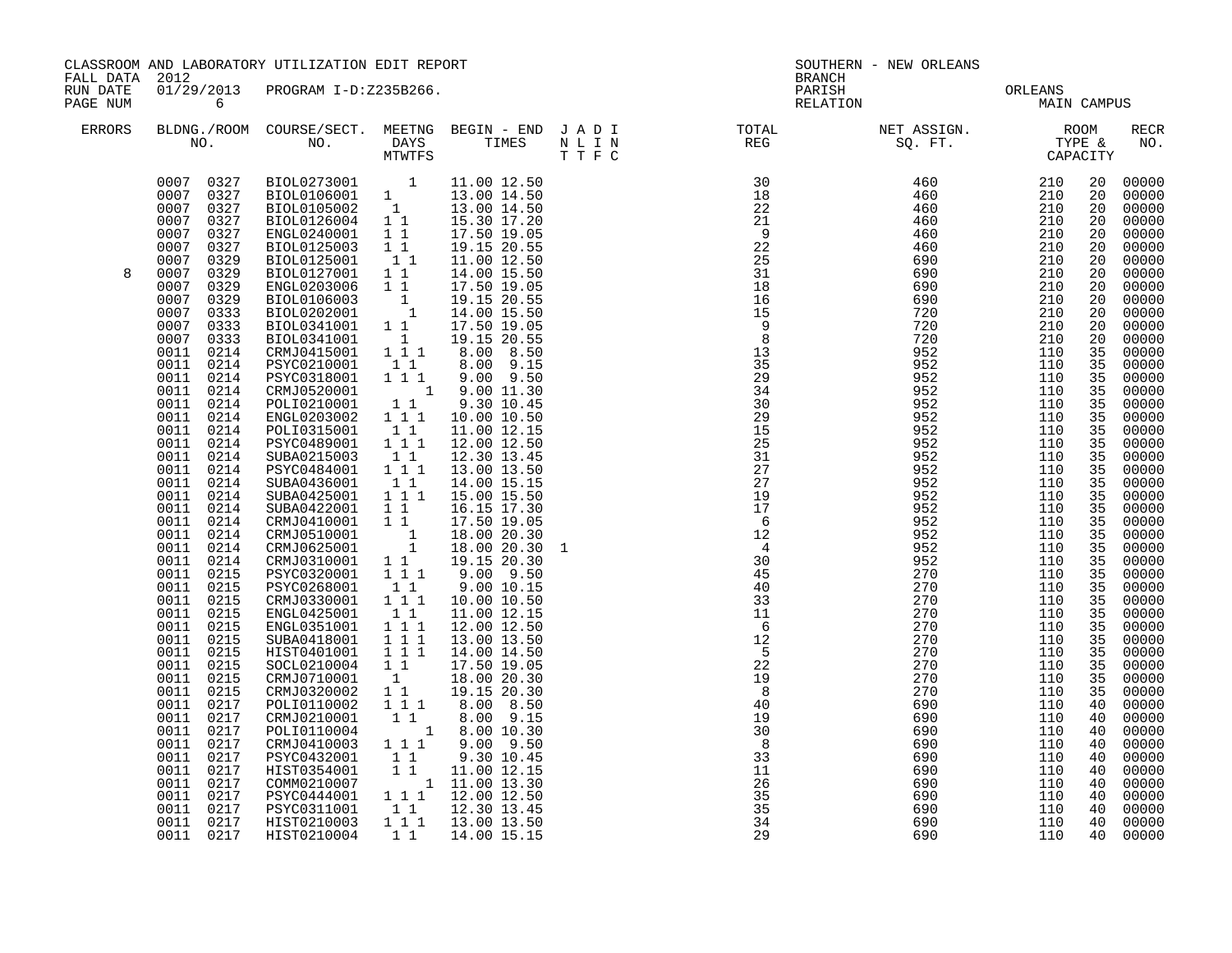CLASSROOM AND LABORATORY UTILIZATION EDIT REPORT
FALL DATA 2012
RUN DATE 01/29/2013 PROGRAM I-D:Z235B266.
PAGE NUM 6

SOUTHERN - NEW ORLEANS
BRANCH
PARISH ORLEANS
RELATION MAIN CAMPUS

| ERRORS | BLDNG./ROOM NO. | COURSE/SECT. NO. | MEETNG DAYS MTWTFS | BEGIN - END TIMES | J A D I N L I N T T F C | TOTAL REG | NET ASSIGN. SQ. FT. | ROOM TYPE & CAPACITY | | RECR NO. |
|---|---|---|---|---|---|---|---|---|---|---|
| | 0007 0327 | BIOL0273001 | 1 | 11.00 12.50 | | 30 | 460 | 210 | 20 | 00000 |
| | 0007 0327 | BIOL0106001 | 1 | 13.00 14.50 | | 18 | 460 | 210 | 20 | 00000 |
| | 0007 0327 | BIOL0105002 | 1 | 13.00 14.50 | | 22 | 460 | 210 | 20 | 00000 |
| | 0007 0327 | BIOL0126004 | 1 1 | 15.30 17.20 | | 21 | 460 | 210 | 20 | 00000 |
| | 0007 0327 | ENGL0240001 | 1 1 | 17.50 19.05 | | 9 | 460 | 210 | 20 | 00000 |
| | 0007 0327 | BIOL0125003 | 1 1 | 19.15 20.55 | | 22 | 460 | 210 | 20 | 00000 |
| | 0007 0329 | BIOL0125001 | 1 1 | 11.00 12.50 | | 25 | 690 | 210 | 20 | 00000 |
| 8 | 0007 0329 | BIOL0127001 | 1 1 | 14.00 15.50 | | 31 | 690 | 210 | 20 | 00000 |
| | 0007 0329 | ENGL0203006 | 1 1 | 17.50 19.05 | | 18 | 690 | 210 | 20 | 00000 |
| | 0007 0329 | BIOL0106003 | 1 | 19.15 20.55 | | 16 | 690 | 210 | 20 | 00000 |
| | 0007 0333 | BIOL0202001 | 1 | 14.00 15.50 | | 15 | 720 | 210 | 20 | 00000 |
| | 0007 0333 | BIOL0341001 | 1 1 | 17.50 19.05 | | 9 | 720 | 210 | 20 | 00000 |
| | 0007 0333 | BIOL0341001 | 1 | 19.15 20.55 | | 8 | 720 | 210 | 20 | 00000 |
| | 0011 0214 | CRMJ0415001 | 1 1 1 | 8.00 8.50 | | 13 | 952 | 110 | 35 | 00000 |
| | 0011 0214 | PSYC0210001 | 1 1 | 8.00 9.15 | | 35 | 952 | 110 | 35 | 00000 |
| | 0011 0214 | PSYC0318001 | 1 1 1 | 9.00 9.50 | | 29 | 952 | 110 | 35 | 00000 |
| | 0011 0214 | CRMJ0520001 | 1 | 9.00 11.30 | | 34 | 952 | 110 | 35 | 00000 |
| | 0011 0214 | POLI0210001 | 1 1 | 9.30 10.45 | | 30 | 952 | 110 | 35 | 00000 |
| | 0011 0214 | ENGL0203002 | 1 1 1 | 10.00 10.50 | | 29 | 952 | 110 | 35 | 00000 |
| | 0011 0214 | POLI0315001 | 1 1 | 11.00 12.15 | | 15 | 952 | 110 | 35 | 00000 |
| | 0011 0214 | PSYC0489001 | 1 1 1 | 12.00 12.50 | | 25 | 952 | 110 | 35 | 00000 |
| | 0011 0214 | SUBA0215003 | 1 1 | 12.30 13.45 | | 31 | 952 | 110 | 35 | 00000 |
| | 0011 0214 | PSYC0484001 | 1 1 1 | 13.00 13.50 | | 27 | 952 | 110 | 35 | 00000 |
| | 0011 0214 | SUBA0436001 | 1 1 | 14.00 15.15 | | 27 | 952 | 110 | 35 | 00000 |
| | 0011 0214 | SUBA0425001 | 1 1 1 | 15.00 15.50 | | 19 | 952 | 110 | 35 | 00000 |
| | 0011 0214 | SUBA0422001 | 1 1 | 16.15 17.30 | | 17 | 952 | 110 | 35 | 00000 |
| | 0011 0214 | CRMJ0410001 | 1 1 | 17.50 19.05 | | 6 | 952 | 110 | 35 | 00000 |
| | 0011 0214 | CRMJ0510001 | 1 | 18.00 20.30 | | 12 | 952 | 110 | 35 | 00000 |
| | 0011 0214 | CRMJ0625001 | 1 | 18.00 20.30 | 1 | 4 | 952 | 110 | 35 | 00000 |
| | 0011 0214 | CRMJ0310001 | 1 1 | 19.15 20.30 | | 30 | 952 | 110 | 35 | 00000 |
| | 0011 0215 | PSYC0320001 | 1 1 1 | 9.00 9.50 | | 45 | 270 | 110 | 35 | 00000 |
| | 0011 0215 | PSYC0268001 | 1 1 | 9.00 10.15 | | 40 | 270 | 110 | 35 | 00000 |
| | 0011 0215 | CRMJ0330001 | 1 1 1 | 10.00 10.50 | | 33 | 270 | 110 | 35 | 00000 |
| | 0011 0215 | ENGL0425001 | 1 1 | 11.00 12.15 | | 11 | 270 | 110 | 35 | 00000 |
| | 0011 0215 | ENGL0351001 | 1 1 1 | 12.00 12.50 | | 6 | 270 | 110 | 35 | 00000 |
| | 0011 0215 | SUBA0418001 | 1 1 1 | 13.00 13.50 | | 12 | 270 | 110 | 35 | 00000 |
| | 0011 0215 | HIST0401001 | 1 1 1 | 14.00 14.50 | | 5 | 270 | 110 | 35 | 00000 |
| | 0011 0215 | SOCL0210004 | 1 1 | 17.50 19.05 | | 22 | 270 | 110 | 35 | 00000 |
| | 0011 0215 | CRMJ0710001 | 1 | 18.00 20.30 | | 19 | 270 | 110 | 35 | 00000 |
| | 0011 0215 | CRMJ0320002 | 1 1 | 19.15 20.30 | | 8 | 270 | 110 | 35 | 00000 |
| | 0011 0217 | POLI0110002 | 1 1 1 | 8.00 8.50 | | 40 | 690 | 110 | 40 | 00000 |
| | 0011 0217 | CRMJ0210001 | 1 1 | 8.00 9.15 | | 19 | 690 | 110 | 40 | 00000 |
| | 0011 0217 | POLI0110004 | 1 | 8.00 10.30 | | 30 | 690 | 110 | 40 | 00000 |
| | 0011 0217 | CRMJ0410003 | 1 1 1 | 9.00 9.50 | | 8 | 690 | 110 | 40 | 00000 |
| | 0011 0217 | PSYC0432001 | 1 1 | 9.30 10.45 | | 33 | 690 | 110 | 40 | 00000 |
| | 0011 0217 | HIST0354001 | 1 1 | 11.00 12.15 | | 11 | 690 | 110 | 40 | 00000 |
| | 0011 0217 | COMM0210007 | 1 | 11.00 13.30 | | 26 | 690 | 110 | 40 | 00000 |
| | 0011 0217 | PSYC0444001 | 1 1 1 | 12.00 12.50 | | 35 | 690 | 110 | 40 | 00000 |
| | 0011 0217 | PSYC0311001 | 1 1 | 12.30 13.45 | | 35 | 690 | 110 | 40 | 00000 |
| | 0011 0217 | HIST0210003 | 1 1 1 | 13.00 13.50 | | 34 | 690 | 110 | 40 | 00000 |
| | 0011 0217 | HIST0210004 | 1 1 | 14.00 15.15 | | 29 | 690 | 110 | 40 | 00000 |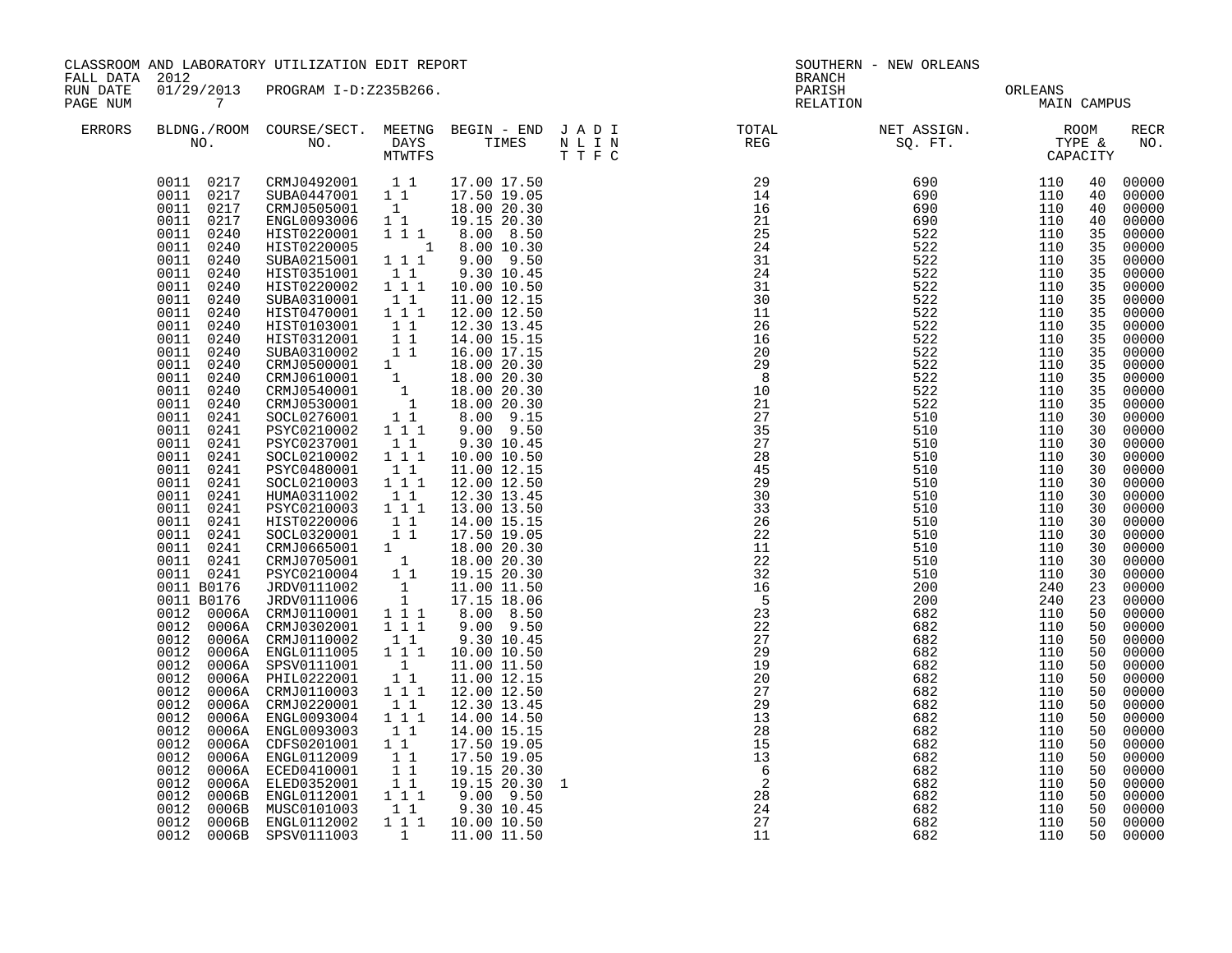CLASSROOM AND LABORATORY UTILIZATION EDIT REPORT

FALL DATA 2012
RUN DATE 01/29/2013 PROGRAM I-D:Z235B266.
PAGE NUM 7

SOUTHERN - NEW ORLEANS
BRANCH
PARISH ORLEANS
RELATION MAIN CAMPUS

| ERRORS | BLDNG./ROOM NO. | COURSE/SECT. NO. | MEETNG DAYS MTWTFS | BEGIN - END TIMES | J A D I N L I N T T F C | TOTAL REG | NET ASSIGN. SQ. FT. | ROOM TYPE & CAPACITY | | RECR NO. |
|---|---|---|---|---|---|---|---|---|---|---|
| | 0011 0217 | CRMJ0492001 | 1 1 | 17.00 17.50 | | 29 | 690 | 110 | 40 | 00000 |
| | 0011 0217 | SUBA0447001 | 1 1 | 17.50 19.05 | | 14 | 690 | 110 | 40 | 00000 |
| | 0011 0217 | CRMJ0505001 | 1 | 18.00 20.30 | | 16 | 690 | 110 | 40 | 00000 |
| | 0011 0217 | ENGL0093006 | 1 1 | 19.15 20.30 | | 21 | 690 | 110 | 40 | 00000 |
| | 0011 0240 | HIST0220001 | 1 1 1 | 8.00 8.50 | | 25 | 522 | 110 | 35 | 00000 |
| | 0011 0240 | HIST0220005 | 1 | 8.00 10.30 | | 24 | 522 | 110 | 35 | 00000 |
| | 0011 0240 | SUBA0215001 | 1 1 1 | 9.00 9.50 | | 31 | 522 | 110 | 35 | 00000 |
| | 0011 0240 | HIST0351001 | 1 1 | 9.30 10.45 | | 24 | 522 | 110 | 35 | 00000 |
| | 0011 0240 | HIST0220002 | 1 1 1 | 10.00 10.50 | | 31 | 522 | 110 | 35 | 00000 |
| | 0011 0240 | SUBA0310001 | 1 1 | 11.00 12.15 | | 30 | 522 | 110 | 35 | 00000 |
| | 0011 0240 | HIST0470001 | 1 1 1 | 12.00 12.50 | | 11 | 522 | 110 | 35 | 00000 |
| | 0011 0240 | HIST0103001 | 1 1 | 12.30 13.45 | | 26 | 522 | 110 | 35 | 00000 |
| | 0011 0240 | HIST0312001 | 1 1 | 14.00 15.15 | | 16 | 522 | 110 | 35 | 00000 |
| | 0011 0240 | SUBA0310002 | 1 1 | 16.00 17.15 | | 20 | 522 | 110 | 35 | 00000 |
| | 0011 0240 | CRMJ0500001 | 1 | 18.00 20.30 | | 29 | 522 | 110 | 35 | 00000 |
| | 0011 0240 | CRMJ0610001 | 1 | 18.00 20.30 | | 8 | 522 | 110 | 35 | 00000 |
| | 0011 0240 | CRMJ0540001 | 1 | 18.00 20.30 | | 10 | 522 | 110 | 35 | 00000 |
| | 0011 0240 | CRMJ0530001 | 1 | 18.00 20.30 | | 21 | 522 | 110 | 35 | 00000 |
| | 0011 0241 | SOCL0276001 | 1 1 | 8.00 9.15 | | 27 | 510 | 110 | 30 | 00000 |
| | 0011 0241 | PSYC0210002 | 1 1 1 | 9.00 9.50 | | 35 | 510 | 110 | 30 | 00000 |
| | 0011 0241 | PSYC0237001 | 1 1 | 9.30 10.45 | | 27 | 510 | 110 | 30 | 00000 |
| | 0011 0241 | SOCL0210002 | 1 1 1 | 10.00 10.50 | | 28 | 510 | 110 | 30 | 00000 |
| | 0011 0241 | PSYC0480001 | 1 1 | 11.00 12.15 | | 45 | 510 | 110 | 30 | 00000 |
| | 0011 0241 | SOCL0210003 | 1 1 1 | 12.00 12.50 | | 29 | 510 | 110 | 30 | 00000 |
| | 0011 0241 | HUMA0311002 | 1 1 | 12.30 13.45 | | 30 | 510 | 110 | 30 | 00000 |
| | 0011 0241 | PSYC0210003 | 1 1 1 | 13.00 13.50 | | 33 | 510 | 110 | 30 | 00000 |
| | 0011 0241 | HIST0220006 | 1 1 | 14.00 15.15 | | 26 | 510 | 110 | 30 | 00000 |
| | 0011 0241 | SOCL0320001 | 1 1 | 17.50 19.05 | | 22 | 510 | 110 | 30 | 00000 |
| | 0011 0241 | CRMJ0665001 | 1 | 18.00 20.30 | | 11 | 510 | 110 | 30 | 00000 |
| | 0011 0241 | CRMJ0705001 | 1 | 18.00 20.30 | | 22 | 510 | 110 | 30 | 00000 |
| | 0011 0241 | PSYC0210004 | 1 1 | 19.15 20.30 | | 32 | 510 | 110 | 30 | 00000 |
| | 0011 B0176 | JRDV0111002 | 1 | 11.00 11.50 | | 16 | 200 | 240 | 23 | 00000 |
| | 0011 B0176 | JRDV0111006 | 1 | 17.15 18.06 | | 5 | 200 | 240 | 23 | 00000 |
| | 0012 0006A | CRMJ0110001 | 1 1 1 | 8.00 8.50 | | 23 | 682 | 110 | 50 | 00000 |
| | 0012 0006A | CRMJ0302001 | 1 1 1 | 9.00 9.50 | | 22 | 682 | 110 | 50 | 00000 |
| | 0012 0006A | CRMJ0110002 | 1 1 | 9.30 10.45 | | 27 | 682 | 110 | 50 | 00000 |
| | 0012 0006A | ENGL0111005 | 1 1 1 | 10.00 10.50 | | 29 | 682 | 110 | 50 | 00000 |
| | 0012 0006A | SPSV0111001 | 1 | 11.00 11.50 | | 19 | 682 | 110 | 50 | 00000 |
| | 0012 0006A | PHIL0222001 | 1 1 | 11.00 12.15 | | 20 | 682 | 110 | 50 | 00000 |
| | 0012 0006A | CRMJ0110003 | 1 1 1 | 12.00 12.50 | | 27 | 682 | 110 | 50 | 00000 |
| | 0012 0006A | CRMJ0220001 | 1 1 | 12.30 13.45 | | 29 | 682 | 110 | 50 | 00000 |
| | 0012 0006A | ENGL0093004 | 1 1 1 | 14.00 14.50 | | 13 | 682 | 110 | 50 | 00000 |
| | 0012 0006A | ENGL0093003 | 1 1 | 14.00 15.15 | | 28 | 682 | 110 | 50 | 00000 |
| | 0012 0006A | CDFS0201001 | 1 1 | 17.50 19.05 | | 15 | 682 | 110 | 50 | 00000 |
| | 0012 0006A | ENGL0112009 | 1 1 | 17.50 19.05 | | 13 | 682 | 110 | 50 | 00000 |
| | 0012 0006A | ECED0410001 | 1 1 | 19.15 20.30 | | 6 | 682 | 110 | 50 | 00000 |
| | 0012 0006A | ELED0352001 | 1 1 | 19.15 20.30 | 1 | 2 | 682 | 110 | 50 | 00000 |
| | 0012 0006B | ENGL0112001 | 1 1 1 | 9.00 9.50 | | 28 | 682 | 110 | 50 | 00000 |
| | 0012 0006B | MUSC0101003 | 1 1 | 9.30 10.45 | | 24 | 682 | 110 | 50 | 00000 |
| | 0012 0006B | ENGL0112002 | 1 1 1 | 10.00 10.50 | | 27 | 682 | 110 | 50 | 00000 |
| | 0012 0006B | SPSV0111003 | 1 | 11.00 11.50 | | 11 | 682 | 110 | 50 | 00000 |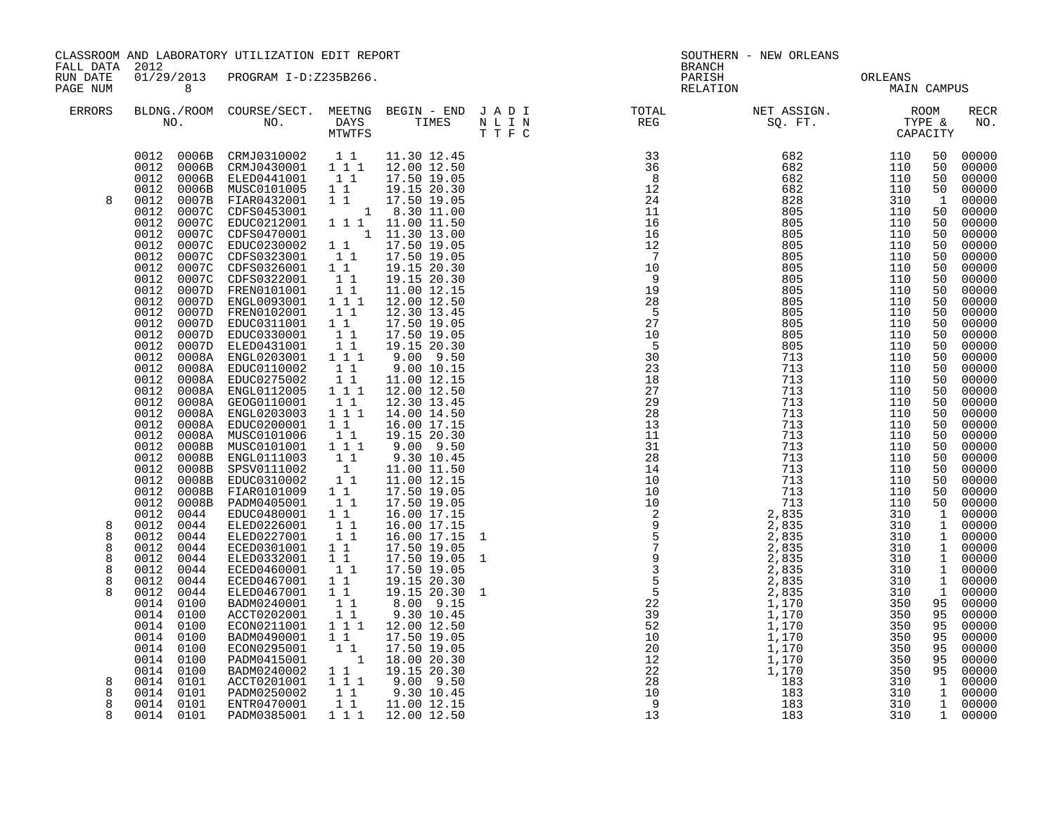CLASSROOM AND LABORATORY UTILIZATION EDIT REPORT
FALL DATA 2012
RUN DATE 01/29/2013 PROGRAM I-D:Z235B266.

SOUTHERN - NEW ORLEANS
BRANCH
PARISH ORLEANS
RELATION MAIN CAMPUS

| ERRORS | BLDNG./ROOM NO. | | COURSE/SECT. NO. | MEETNG DAYS MTWTFS | BEGIN - END TIMES | | J A D I N L I N T T F C | TOTAL REG | NET ASSIGN. SQ. FT. | ROOM TYPE & CAPACITY | | RECR NO. |
|---|---|---|---|---|---|---|---|---|---|---|---|---|
| | 0012 | 0006B | CRMJ0310002 | 1 1 | 11.30 | 12.45 | | 33 | 682 | 110 | 50 | 00000 |
| | 0012 | 0006B | CRMJ0430001 | 1 1 1 | 12.00 | 12.50 | | 36 | 682 | 110 | 50 | 00000 |
| | 0012 | 0006B | ELED0441001 | 1 1 | 17.50 | 19.05 | | 8 | 682 | 110 | 50 | 00000 |
| | 0012 | 0006B | MUSC0101005 | 1 1 | 19.15 | 20.30 | | 12 | 682 | 110 | 50 | 00000 |
| 8 | 0012 | 0007B | FIAR0432001 | 1 1 | 17.50 | 19.05 | | 24 | 828 | 310 | 1 | 00000 |
| | 0012 | 0007C | CDFS0453001 | 1 | 8.30 | 11.00 | | 11 | 805 | 110 | 50 | 00000 |
| | 0012 | 0007C | EDUC0212001 | 1 1 1 | 11.00 | 11.50 | | 16 | 805 | 110 | 50 | 00000 |
| | 0012 | 0007C | CDFS0470001 | 1 | 11.30 | 13.00 | | 16 | 805 | 110 | 50 | 00000 |
| | 0012 | 0007C | EDUC0230002 | 1 1 | 17.50 | 19.05 | | 12 | 805 | 110 | 50 | 00000 |
| | 0012 | 0007C | CDFS0323001 | 1 1 | 17.50 | 19.05 | | 7 | 805 | 110 | 50 | 00000 |
| | 0012 | 0007C | CDFS0326001 | 1 1 | 19.15 | 20.30 | | 10 | 805 | 110 | 50 | 00000 |
| | 0012 | 0007C | CDFS0322001 | 1 1 | 19.15 | 20.30 | | 9 | 805 | 110 | 50 | 00000 |
| | 0012 | 0007D | FREN0101001 | 1 1 | 11.00 | 12.15 | | 19 | 805 | 110 | 50 | 00000 |
| | 0012 | 0007D | ENGL0093001 | 1 1 1 | 12.00 | 12.50 | | 28 | 805 | 110 | 50 | 00000 |
| | 0012 | 0007D | FREN0102001 | 1 1 | 12.30 | 13.45 | | 5 | 805 | 110 | 50 | 00000 |
| | 0012 | 0007D | EDUC0311001 | 1 1 | 17.50 | 19.05 | | 27 | 805 | 110 | 50 | 00000 |
| | 0012 | 0007D | EDUC0330001 | 1 1 | 17.50 | 19.05 | | 10 | 805 | 110 | 50 | 00000 |
| | 0012 | 0007D | ELED0431001 | 1 1 | 19.15 | 20.30 | | 5 | 805 | 110 | 50 | 00000 |
| | 0012 | 0008A | ENGL0203001 | 1 1 1 | 9.00 | 9.50 | | 30 | 713 | 110 | 50 | 00000 |
| | 0012 | 0008A | EDUC0110002 | 1 1 | 9.00 | 10.15 | | 23 | 713 | 110 | 50 | 00000 |
| | 0012 | 0008A | EDUC0275002 | 1 1 | 11.00 | 12.15 | | 18 | 713 | 110 | 50 | 00000 |
| | 0012 | 0008A | ENGL0112005 | 1 1 1 | 12.00 | 12.50 | | 27 | 713 | 110 | 50 | 00000 |
| | 0012 | 0008A | GEOG0110001 | 1 1 | 12.30 | 13.45 | | 29 | 713 | 110 | 50 | 00000 |
| | 0012 | 0008A | ENGL0203003 | 1 1 1 | 14.00 | 14.50 | | 28 | 713 | 110 | 50 | 00000 |
| | 0012 | 0008A | EDUC0200001 | 1 1 | 16.00 | 17.15 | | 13 | 713 | 110 | 50 | 00000 |
| | 0012 | 0008A | MUSC0101006 | 1 1 | 19.15 | 20.30 | | 11 | 713 | 110 | 50 | 00000 |
| | 0012 | 0008B | MUSC0101001 | 1 1 1 | 9.00 | 9.50 | | 31 | 713 | 110 | 50 | 00000 |
| | 0012 | 0008B | ENGL0111003 | 1 1 | 9.30 | 10.45 | | 28 | 713 | 110 | 50 | 00000 |
| | 0012 | 0008B | SPSV0111002 | 1 | 11.00 | 11.50 | | 14 | 713 | 110 | 50 | 00000 |
| | 0012 | 0008B | EDUC0310002 | 1 1 | 11.00 | 12.15 | | 10 | 713 | 110 | 50 | 00000 |
| | 0012 | 0008B | FIAR0101009 | 1 1 | 17.50 | 19.05 | | 10 | 713 | 110 | 50 | 00000 |
| | 0012 | 0008B | PADM0405001 | 1 1 | 17.50 | 19.05 | | 10 | 713 | 110 | 50 | 00000 |
| | 0012 | 0044 | EDUC0480001 | 1 1 | 16.00 | 17.15 | | 2 | 2,835 | 310 | 1 | 00000 |
| 8 | 0012 | 0044 | ELED0226001 | 1 1 | 16.00 | 17.15 | | 9 | 2,835 | 310 | 1 | 00000 |
| 8 | 0012 | 0044 | ELED0227001 | 1 1 | 16.00 | 17.15 | 1 | 5 | 2,835 | 310 | 1 | 00000 |
| 8 | 0012 | 0044 | ECED0301001 | 1 1 | 17.50 | 19.05 | | 7 | 2,835 | 310 | 1 | 00000 |
| 8 | 0012 | 0044 | ELED0332001 | 1 1 | 17.50 | 19.05 | 1 | 9 | 2,835 | 310 | 1 | 00000 |
| 8 | 0012 | 0044 | ECED0460001 | 1 1 | 17.50 | 19.05 | | 3 | 2,835 | 310 | 1 | 00000 |
| 8 | 0012 | 0044 | ECED0467001 | 1 1 | 19.15 | 20.30 | | 5 | 2,835 | 310 | 1 | 00000 |
| 8 | 0012 | 0044 | ELED0467001 | 1 1 | 19.15 | 20.30 | 1 | 5 | 2,835 | 310 | 1 | 00000 |
| | 0014 | 0100 | BADM0240001 | 1 1 | 8.00 | 9.15 | | 22 | 1,170 | 350 | 95 | 00000 |
| | 0014 | 0100 | ACCT0202001 | 1 1 | 9.30 | 10.45 | | 39 | 1,170 | 350 | 95 | 00000 |
| | 0014 | 0100 | ECON0211001 | 1 1 1 | 12.00 | 12.50 | | 52 | 1,170 | 350 | 95 | 00000 |
| | 0014 | 0100 | BADM0490001 | 1 1 | 17.50 | 19.05 | | 10 | 1,170 | 350 | 95 | 00000 |
| | 0014 | 0100 | ECON0295001 | 1 1 | 17.50 | 19.05 | | 20 | 1,170 | 350 | 95 | 00000 |
| | 0014 | 0100 | PADM0415001 | 1 | 18.00 | 20.30 | | 12 | 1,170 | 350 | 95 | 00000 |
| | 0014 | 0100 | BADM0240002 | 1 1 | 19.15 | 20.30 | | 22 | 1,170 | 350 | 95 | 00000 |
| 8 | 0014 | 0101 | ACCT0201001 | 1 1 1 | 9.00 | 9.50 | | 28 | 183 | 310 | 1 | 00000 |
| 8 | 0014 | 0101 | PADM0250002 | 1 1 | 9.30 | 10.45 | | 10 | 183 | 310 | 1 | 00000 |
| 8 | 0014 | 0101 | ENTR0470001 | 1 1 | 11.00 | 12.15 | | 9 | 183 | 310 | 1 | 00000 |
| 8 | 0014 | 0101 | PADM0385001 | 1 1 1 | 12.00 | 12.50 | | 13 | 183 | 310 | 1 | 00000 |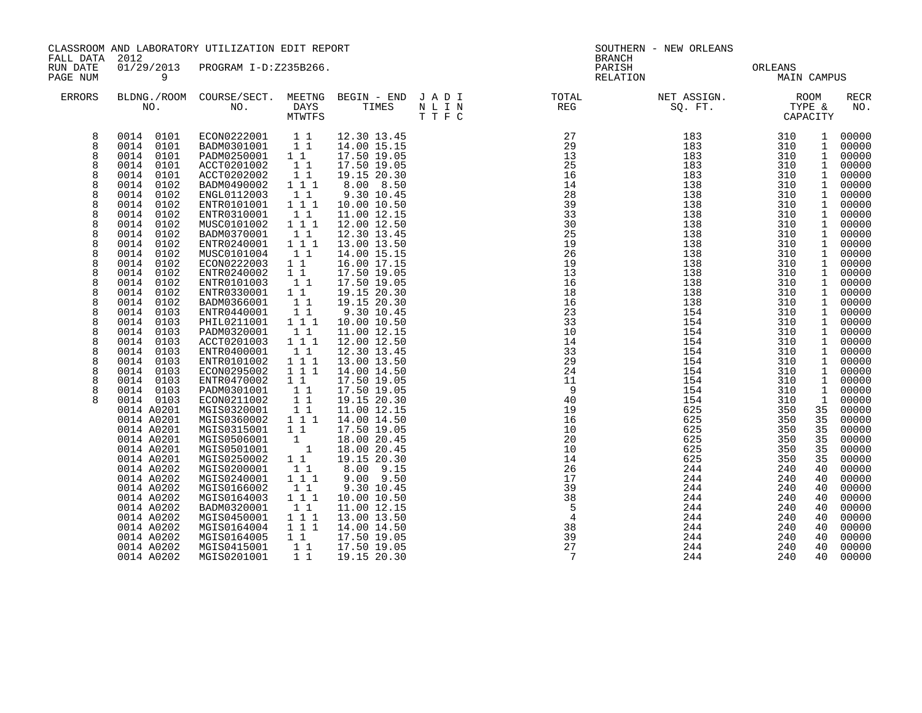CLASSROOM AND LABORATORY UTILIZATION EDIT REPORT
FALL DATA 2012
RUN DATE 01/29/2013 PROGRAM I-D:Z235B266.
PAGE NUM 9

SOUTHERN - NEW ORLEANS
BRANCH
PARISH ORLEANS
RELATION MAIN CAMPUS

| ERRORS | BLDNG./ROOM NO. | COURSE/SECT. NO. | MEETNG DAYS MTWTFS | BEGIN - END TIMES | J A D I N L I N T T F C | TOTAL REG | NET ASSIGN. SQ. FT. | ROOM TYPE & CAPACITY | | RECR NO. |
|---|---|---|---|---|---|---|---|---|---|---|
| 8 | 0014 0101 | ECON0222001 | 1 1 | 12.30 13.45 | | 27 | 183 | 310 | 1 | 00000 |
| 8 | 0014 0101 | BADM0301001 | 1 1 | 14.00 15.15 | | 29 | 183 | 310 | 1 | 00000 |
| 8 | 0014 0101 | PADM0250001 | 1 1 | 17.50 19.05 | | 13 | 183 | 310 | 1 | 00000 |
| 8 | 0014 0101 | ACCT0201002 | 1 1 | 17.50 19.05 | | 25 | 183 | 310 | 1 | 00000 |
| 8 | 0014 0101 | ACCT0202002 | 1 1 | 19.15 20.30 | | 16 | 183 | 310 | 1 | 00000 |
| 8 | 0014 0102 | BADM0490002 | 1 1 1 | 8.00 8.50 | | 14 | 138 | 310 | 1 | 00000 |
| 8 | 0014 0102 | ENGL0112003 | 1 1 | 9.30 10.45 | | 28 | 138 | 310 | 1 | 00000 |
| 8 | 0014 0102 | ENTR0101001 | 1 1 1 | 10.00 10.50 | | 39 | 138 | 310 | 1 | 00000 |
| 8 | 0014 0102 | ENTR0310001 | 1 1 | 11.00 12.15 | | 33 | 138 | 310 | 1 | 00000 |
| 8 | 0014 0102 | MUSC0101002 | 1 1 1 | 12.00 12.50 | | 30 | 138 | 310 | 1 | 00000 |
| 8 | 0014 0102 | BADM0370001 | 1 1 | 12.30 13.45 | | 25 | 138 | 310 | 1 | 00000 |
| 8 | 0014 0102 | ENTR0240001 | 1 1 1 | 13.00 13.50 | | 19 | 138 | 310 | 1 | 00000 |
| 8 | 0014 0102 | MUSC0101004 | 1 1 | 14.00 15.15 | | 26 | 138 | 310 | 1 | 00000 |
| 8 | 0014 0102 | ECON0222003 | 1 1 | 16.00 17.15 | | 19 | 138 | 310 | 1 | 00000 |
| 8 | 0014 0102 | ENTR0240002 | 1 1 | 17.50 19.05 | | 13 | 138 | 310 | 1 | 00000 |
| 8 | 0014 0102 | ENTR0101003 | 1 1 | 17.50 19.05 | | 16 | 138 | 310 | 1 | 00000 |
| 8 | 0014 0102 | ENTR0330001 | 1 1 | 19.15 20.30 | | 18 | 138 | 310 | 1 | 00000 |
| 8 | 0014 0102 | BADM0366001 | 1 1 | 19.15 20.30 | | 16 | 138 | 310 | 1 | 00000 |
| 8 | 0014 0103 | ENTR0440001 | 1 1 | 9.30 10.45 | | 23 | 154 | 310 | 1 | 00000 |
| 8 | 0014 0103 | PHIL0211001 | 1 1 1 | 10.00 10.50 | | 33 | 154 | 310 | 1 | 00000 |
| 8 | 0014 0103 | PADM0320001 | 1 1 | 11.00 12.15 | | 10 | 154 | 310 | 1 | 00000 |
| 8 | 0014 0103 | ACCT0201003 | 1 1 1 | 12.00 12.50 | | 14 | 154 | 310 | 1 | 00000 |
| 8 | 0014 0103 | ENTR0400001 | 1 1 | 12.30 13.45 | | 33 | 154 | 310 | 1 | 00000 |
| 8 | 0014 0103 | ENTR0101002 | 1 1 1 | 13.00 13.50 | | 29 | 154 | 310 | 1 | 00000 |
| 8 | 0014 0103 | ECON0295002 | 1 1 1 | 14.00 14.50 | | 24 | 154 | 310 | 1 | 00000 |
| 8 | 0014 0103 | ENTR0470002 | 1 1 | 17.50 19.05 | | 11 | 154 | 310 | 1 | 00000 |
| 8 | 0014 0103 | PADM0301001 | 1 1 | 17.50 19.05 | | 9 | 154 | 310 | 1 | 00000 |
| 8 | 0014 0103 | ECON0211002 | 1 1 | 19.15 20.30 | | 40 | 154 | 310 | 1 | 00000 |
| | 0014 A0201 | MGIS0320001 | 1 1 | 11.00 12.15 | | 19 | 625 | 350 | 35 | 00000 |
| | 0014 A0201 | MGIS0360002 | 1 1 1 | 14.00 14.50 | | 16 | 625 | 350 | 35 | 00000 |
| | 0014 A0201 | MGIS0315001 | 1 1 | 17.50 19.05 | | 10 | 625 | 350 | 35 | 00000 |
| | 0014 A0201 | MGIS0506001 | 1 | 18.00 20.45 | | 20 | 625 | 350 | 35 | 00000 |
| | 0014 A0201 | MGIS0501001 | 1 | 18.00 20.45 | | 10 | 625 | 350 | 35 | 00000 |
| | 0014 A0201 | MGIS0250002 | 1 1 | 19.15 20.30 | | 14 | 625 | 350 | 35 | 00000 |
| | 0014 A0202 | MGIS0200001 | 1 1 | 8.00 9.15 | | 26 | 244 | 240 | 40 | 00000 |
| | 0014 A0202 | MGIS0240001 | 1 1 1 | 9.00 9.50 | | 17 | 244 | 240 | 40 | 00000 |
| | 0014 A0202 | MGIS0166002 | 1 1 | 9.30 10.45 | | 39 | 244 | 240 | 40 | 00000 |
| | 0014 A0202 | MGIS0164003 | 1 1 1 | 10.00 10.50 | | 38 | 244 | 240 | 40 | 00000 |
| | 0014 A0202 | BADM0320001 | 1 1 | 11.00 12.15 | | 5 | 244 | 240 | 40 | 00000 |
| | 0014 A0202 | MGIS0450001 | 1 1 1 | 13.00 13.50 | | 4 | 244 | 240 | 40 | 00000 |
| | 0014 A0202 | MGIS0164004 | 1 1 1 | 14.00 14.50 | | 38 | 244 | 240 | 40 | 00000 |
| | 0014 A0202 | MGIS0164005 | 1 1 | 17.50 19.05 | | 39 | 244 | 240 | 40 | 00000 |
| | 0014 A0202 | MGIS0415001 | 1 1 | 17.50 19.05 | | 27 | 244 | 240 | 40 | 00000 |
| | 0014 A0202 | MGIS0201001 | 1 1 | 19.15 20.30 | | 7 | 244 | 240 | 40 | 00000 |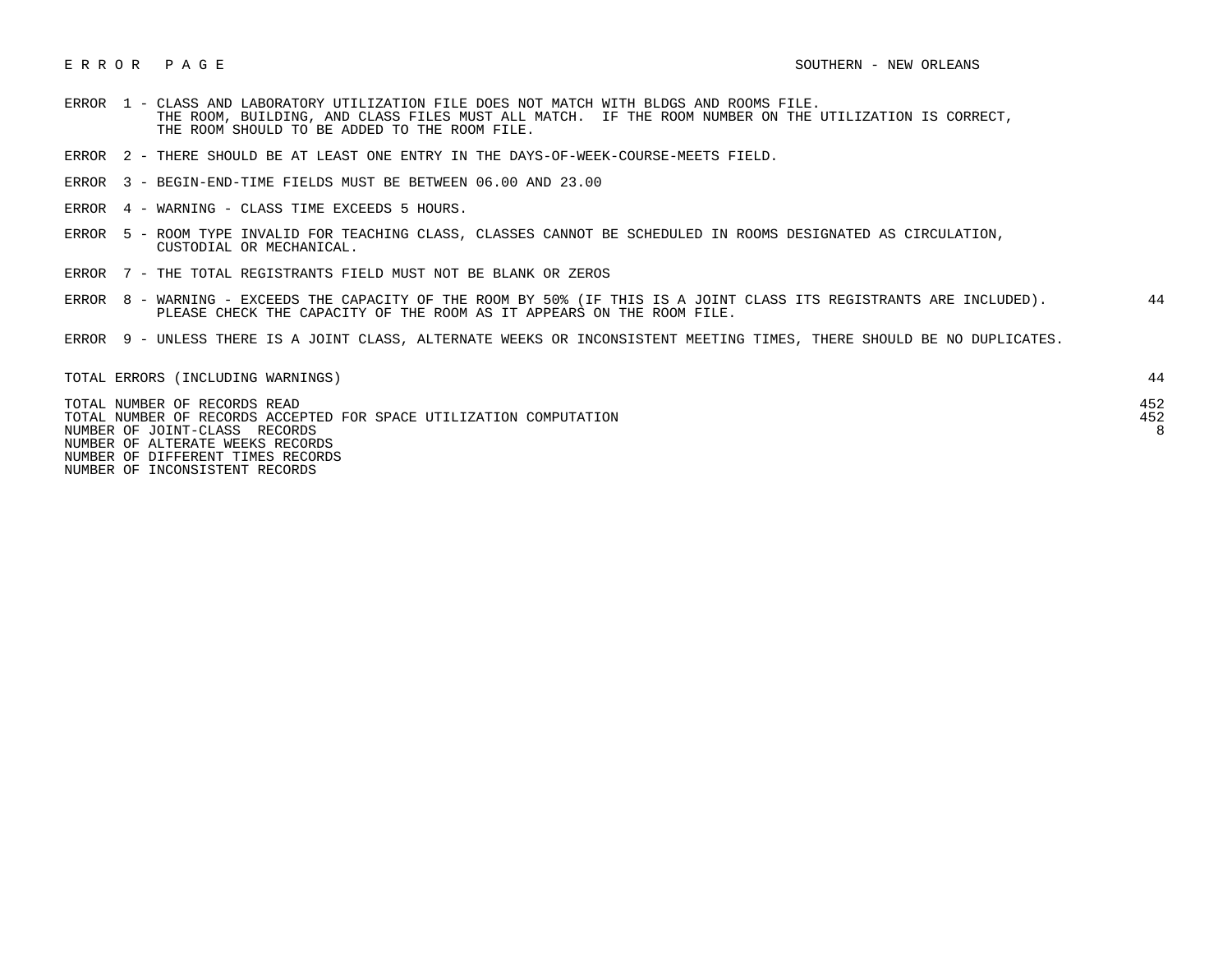E R R O R   P A G E — SOUTHERN - NEW ORLEANS

| Error | Description | Count |
|---|---|---|
| ERROR 1 | CLASS AND LABORATORY UTILIZATION FILE DOES NOT MATCH WITH BLDGS AND ROOMS FILE. THE ROOM, BUILDING, AND CLASS FILES MUST ALL MATCH. IF THE ROOM NUMBER ON THE UTILIZATION IS CORRECT, THE ROOM SHOULD TO BE ADDED TO THE ROOM FILE. | |
| ERROR 2 | THERE SHOULD BE AT LEAST ONE ENTRY IN THE DAYS-OF-WEEK-COURSE-MEETS FIELD. | |
| ERROR 3 | BEGIN-END-TIME FIELDS MUST BE BETWEEN 06.00 AND 23.00 | |
| ERROR 4 | WARNING - CLASS TIME EXCEEDS 5 HOURS. | |
| ERROR 5 | ROOM TYPE INVALID FOR TEACHING CLASS, CLASSES CANNOT BE SCHEDULED IN ROOMS DESIGNATED AS CIRCULATION, CUSTODIAL OR MECHANICAL. | |
| ERROR 7 | THE TOTAL REGISTRANTS FIELD MUST NOT BE BLANK OR ZEROS | |
| ERROR 8 | WARNING - EXCEEDS THE CAPACITY OF THE ROOM BY 50% (IF THIS IS A JOINT CLASS ITS REGISTRANTS ARE INCLUDED). PLEASE CHECK THE CAPACITY OF THE ROOM AS IT APPEARS ON THE ROOM FILE. | 44 |
| ERROR 9 | UNLESS THERE IS A JOINT CLASS, ALTERNATE WEEKS OR INCONSISTENT MEETING TIMES, THERE SHOULD BE NO DUPLICATES. | |

| Summary | Count |
|---|---|
| TOTAL ERRORS (INCLUDING WARNINGS) | 44 |
| TOTAL NUMBER OF RECORDS READ | 452 |
| TOTAL NUMBER OF RECORDS ACCEPTED FOR SPACE UTILIZATION COMPUTATION | 452 |
| NUMBER OF JOINT-CLASS RECORDS | 8 |
| NUMBER OF ALTERNATE WEEKS RECORDS | |
| NUMBER OF DIFFERENT TIMES RECORDS | |
| NUMBER OF INCONSISTENT RECORDS | |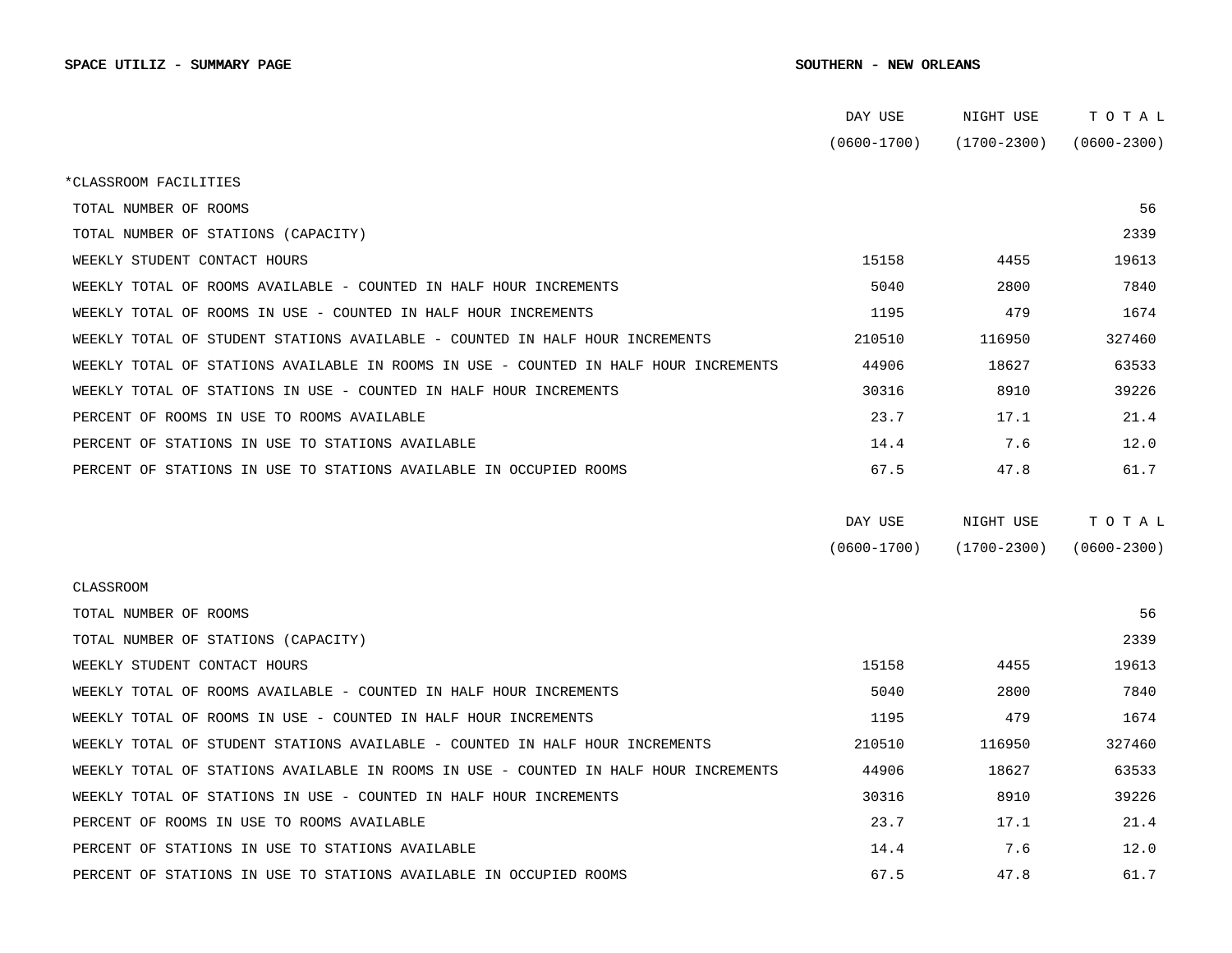**SPACE UTILIZ - SUMMARY PAGE**

**SOUTHERN - NEW ORLEANS**

| | DAY USE (0600-1700) | NIGHT USE (1700-2300) | TOTAL (0600-2300) |
|---|---|---|---|
| *CLASSROOM FACILITIES | | | |
| TOTAL NUMBER OF ROOMS | | | 56 |
| TOTAL NUMBER OF STATIONS (CAPACITY) | | | 2339 |
| WEEKLY STUDENT CONTACT HOURS | 15158 | 4455 | 19613 |
| WEEKLY TOTAL OF ROOMS AVAILABLE - COUNTED IN HALF HOUR INCREMENTS | 5040 | 2800 | 7840 |
| WEEKLY TOTAL OF ROOMS IN USE - COUNTED IN HALF HOUR INCREMENTS | 1195 | 479 | 1674 |
| WEEKLY TOTAL OF STUDENT STATIONS AVAILABLE - COUNTED IN HALF HOUR INCREMENTS | 210510 | 116950 | 327460 |
| WEEKLY TOTAL OF STATIONS AVAILABLE IN ROOMS IN USE - COUNTED IN HALF HOUR INCREMENTS | 44906 | 18627 | 63533 |
| WEEKLY TOTAL OF STATIONS IN USE - COUNTED IN HALF HOUR INCREMENTS | 30316 | 8910 | 39226 |
| PERCENT OF ROOMS IN USE TO ROOMS AVAILABLE | 23.7 | 17.1 | 21.4 |
| PERCENT OF STATIONS IN USE TO STATIONS AVAILABLE | 14.4 | 7.6 | 12.0 |
| PERCENT OF STATIONS IN USE TO STATIONS AVAILABLE IN OCCUPIED ROOMS | 67.5 | 47.8 | 61.7 |

| | DAY USE (0600-1700) | NIGHT USE (1700-2300) | TOTAL (0600-2300) |
|---|---|---|---|
| CLASSROOM | | | |
| TOTAL NUMBER OF ROOMS | | | 56 |
| TOTAL NUMBER OF STATIONS (CAPACITY) | | | 2339 |
| WEEKLY STUDENT CONTACT HOURS | 15158 | 4455 | 19613 |
| WEEKLY TOTAL OF ROOMS AVAILABLE - COUNTED IN HALF HOUR INCREMENTS | 5040 | 2800 | 7840 |
| WEEKLY TOTAL OF ROOMS IN USE - COUNTED IN HALF HOUR INCREMENTS | 1195 | 479 | 1674 |
| WEEKLY TOTAL OF STUDENT STATIONS AVAILABLE - COUNTED IN HALF HOUR INCREMENTS | 210510 | 116950 | 327460 |
| WEEKLY TOTAL OF STATIONS AVAILABLE IN ROOMS IN USE - COUNTED IN HALF HOUR INCREMENTS | 44906 | 18627 | 63533 |
| WEEKLY TOTAL OF STATIONS IN USE - COUNTED IN HALF HOUR INCREMENTS | 30316 | 8910 | 39226 |
| PERCENT OF ROOMS IN USE TO ROOMS AVAILABLE | 23.7 | 17.1 | 21.4 |
| PERCENT OF STATIONS IN USE TO STATIONS AVAILABLE | 14.4 | 7.6 | 12.0 |
| PERCENT OF STATIONS IN USE TO STATIONS AVAILABLE IN OCCUPIED ROOMS | 67.5 | 47.8 | 61.7 |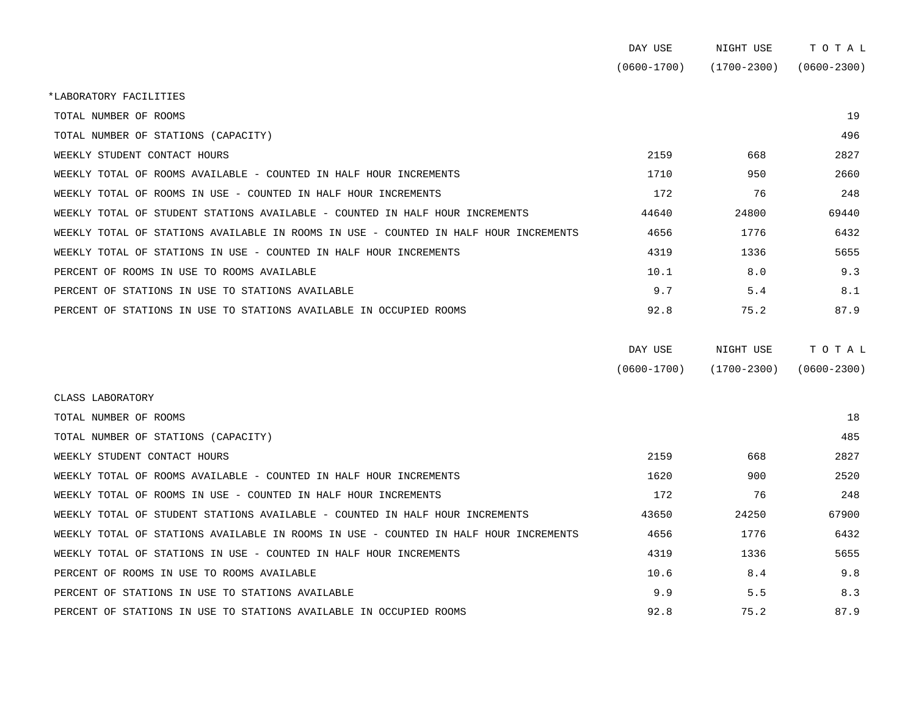| | DAY USE (0600-1700) | NIGHT USE (1700-2300) | T O T A L (0600-2300) |
|---|---|---|---|
| *LABORATORY FACILITIES | | | |
| TOTAL NUMBER OF ROOMS | | | 19 |
| TOTAL NUMBER OF STATIONS (CAPACITY) | | | 496 |
| WEEKLY STUDENT CONTACT HOURS | 2159 | 668 | 2827 |
| WEEKLY TOTAL OF ROOMS AVAILABLE - COUNTED IN HALF HOUR INCREMENTS | 1710 | 950 | 2660 |
| WEEKLY TOTAL OF ROOMS IN USE - COUNTED IN HALF HOUR INCREMENTS | 172 | 76 | 248 |
| WEEKLY TOTAL OF STUDENT STATIONS AVAILABLE - COUNTED IN HALF HOUR INCREMENTS | 44640 | 24800 | 69440 |
| WEEKLY TOTAL OF STATIONS AVAILABLE IN ROOMS IN USE - COUNTED IN HALF HOUR INCREMENTS | 4656 | 1776 | 6432 |
| WEEKLY TOTAL OF STATIONS IN USE - COUNTED IN HALF HOUR INCREMENTS | 4319 | 1336 | 5655 |
| PERCENT OF ROOMS IN USE TO ROOMS AVAILABLE | 10.1 | 8.0 | 9.3 |
| PERCENT OF STATIONS IN USE TO STATIONS AVAILABLE | 9.7 | 5.4 | 8.1 |
| PERCENT OF STATIONS IN USE TO STATIONS AVAILABLE IN OCCUPIED ROOMS | 92.8 | 75.2 | 87.9 |

| | DAY USE (0600-1700) | NIGHT USE (1700-2300) | T O T A L (0600-2300) |
|---|---|---|---|
| CLASS LABORATORY | | | |
| TOTAL NUMBER OF ROOMS | | | 18 |
| TOTAL NUMBER OF STATIONS (CAPACITY) | | | 485 |
| WEEKLY STUDENT CONTACT HOURS | 2159 | 668 | 2827 |
| WEEKLY TOTAL OF ROOMS AVAILABLE - COUNTED IN HALF HOUR INCREMENTS | 1620 | 900 | 2520 |
| WEEKLY TOTAL OF ROOMS IN USE - COUNTED IN HALF HOUR INCREMENTS | 172 | 76 | 248 |
| WEEKLY TOTAL OF STUDENT STATIONS AVAILABLE - COUNTED IN HALF HOUR INCREMENTS | 43650 | 24250 | 67900 |
| WEEKLY TOTAL OF STATIONS AVAILABLE IN ROOMS IN USE - COUNTED IN HALF HOUR INCREMENTS | 4656 | 1776 | 6432 |
| WEEKLY TOTAL OF STATIONS IN USE - COUNTED IN HALF HOUR INCREMENTS | 4319 | 1336 | 5655 |
| PERCENT OF ROOMS IN USE TO ROOMS AVAILABLE | 10.6 | 8.4 | 9.8 |
| PERCENT OF STATIONS IN USE TO STATIONS AVAILABLE | 9.9 | 5.5 | 8.3 |
| PERCENT OF STATIONS IN USE TO STATIONS AVAILABLE IN OCCUPIED ROOMS | 92.8 | 75.2 | 87.9 |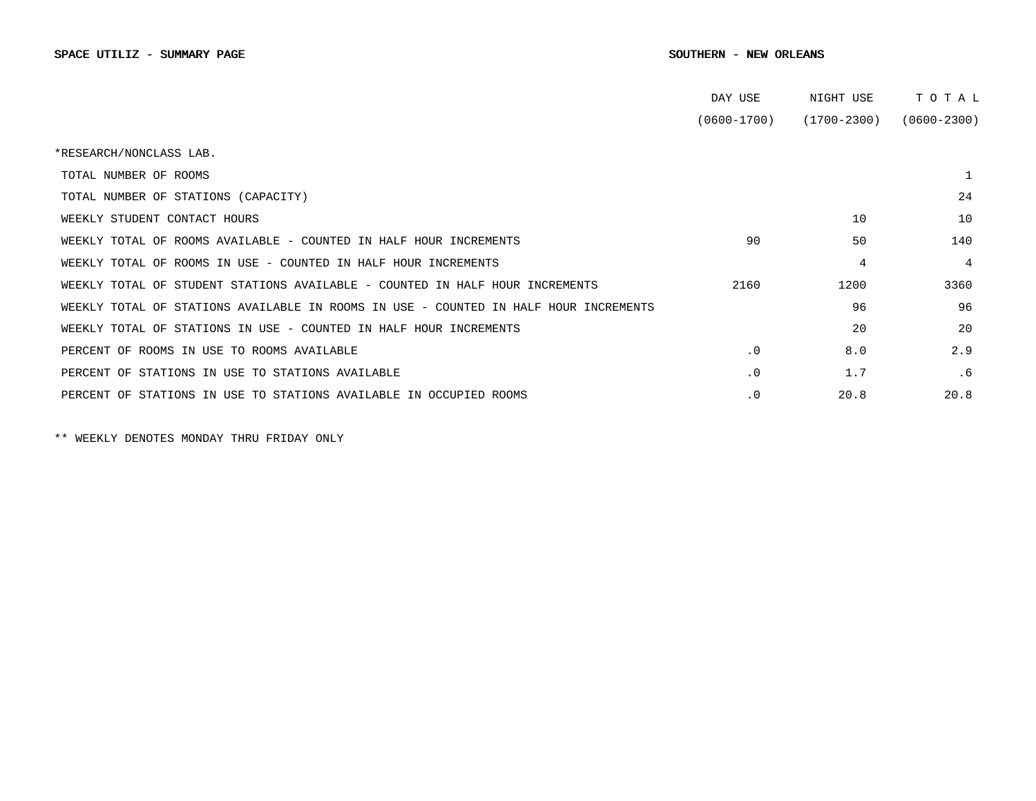**SPACE UTILIZ - SUMMARY PAGE** **SOUTHERN - NEW ORLEANS**

| | DAY USE (0600-1700) | NIGHT USE (1700-2300) | T O T A L (0600-2300) |
|---|---|---|---|
| *RESEARCH/NONCLASS LAB. | | | |
| TOTAL NUMBER OF ROOMS | | | 1 |
| TOTAL NUMBER OF STATIONS (CAPACITY) | | | 24 |
| WEEKLY STUDENT CONTACT HOURS | | 10 | 10 |
| WEEKLY TOTAL OF ROOMS AVAILABLE - COUNTED IN HALF HOUR INCREMENTS | 90 | 50 | 140 |
| WEEKLY TOTAL OF ROOMS IN USE - COUNTED IN HALF HOUR INCREMENTS | | 4 | 4 |
| WEEKLY TOTAL OF STUDENT STATIONS AVAILABLE - COUNTED IN HALF HOUR INCREMENTS | 2160 | 1200 | 3360 |
| WEEKLY TOTAL OF STATIONS AVAILABLE IN ROOMS IN USE - COUNTED IN HALF HOUR INCREMENTS | | 96 | 96 |
| WEEKLY TOTAL OF STATIONS IN USE - COUNTED IN HALF HOUR INCREMENTS | | 20 | 20 |
| PERCENT OF ROOMS IN USE TO ROOMS AVAILABLE | .0 | 8.0 | 2.9 |
| PERCENT OF STATIONS IN USE TO STATIONS AVAILABLE | .0 | 1.7 | .6 |
| PERCENT OF STATIONS IN USE TO STATIONS AVAILABLE IN OCCUPIED ROOMS | .0 | 20.8 | 20.8 |

** WEEKLY DENOTES MONDAY THRU FRIDAY ONLY